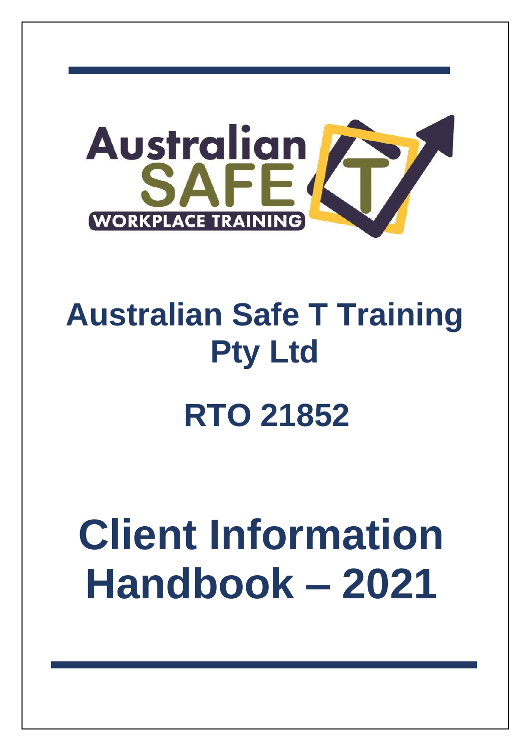# Australian Safe T Training Pty Ltd

## RTO 21852

# Client Information Handbook – 2021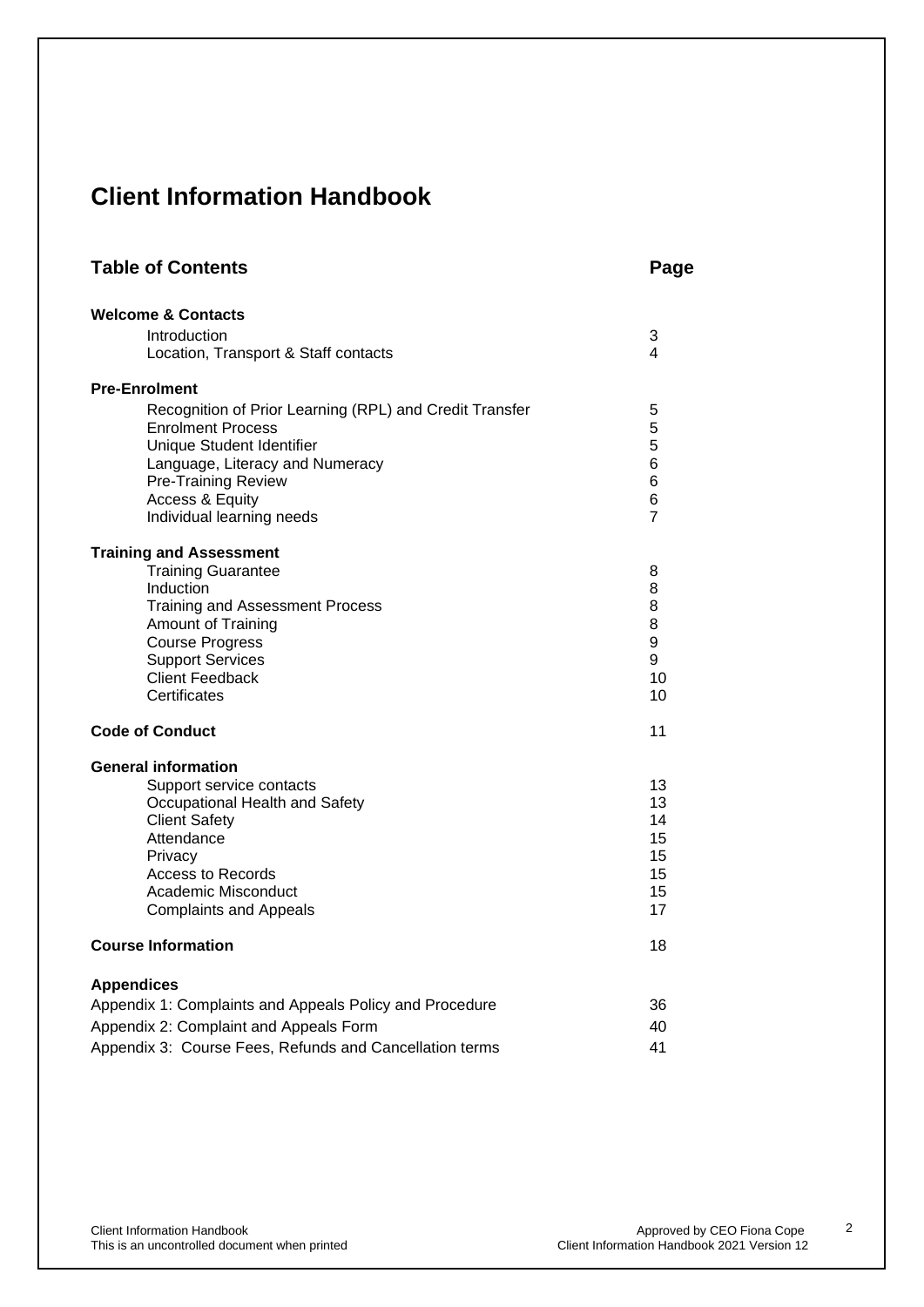# Client Information Handbook

| Table of Contents | Page |
|---|---|
| **Welcome & Contacts** | |
| Introduction | 3 |
| Location, Transport & Staff contacts | 4 |
| **Pre-Enrolment** | |
| Recognition of Prior Learning (RPL) and Credit Transfer | 5 |
| Enrolment Process | 5 |
| Unique Student Identifier | 5 |
| Language, Literacy and Numeracy | 6 |
| Pre-Training Review | 6 |
| Access & Equity | 6 |
| Individual learning needs | 7 |
| **Training and Assessment** | |
| Training Guarantee | 8 |
| Induction | 8 |
| Training and Assessment Process | 8 |
| Amount of Training | 8 |
| Course Progress | 9 |
| Support Services | 9 |
| Client Feedback | 10 |
| Certificates | 10 |
| **Code of Conduct** | 11 |
| **General information** | |
| Support service contacts | 13 |
| Occupational Health and Safety | 13 |
| Client Safety | 14 |
| Attendance | 15 |
| Privacy | 15 |
| Access to Records | 15 |
| Academic Misconduct | 15 |
| Complaints and Appeals | 17 |
| **Course Information** | 18 |
| **Appendices** | |
| Appendix 1: Complaints and Appeals Policy and Procedure | 36 |
| Appendix 2: Complaint and Appeals Form | 40 |
| Appendix 3: Course Fees, Refunds and Cancellation terms | 41 |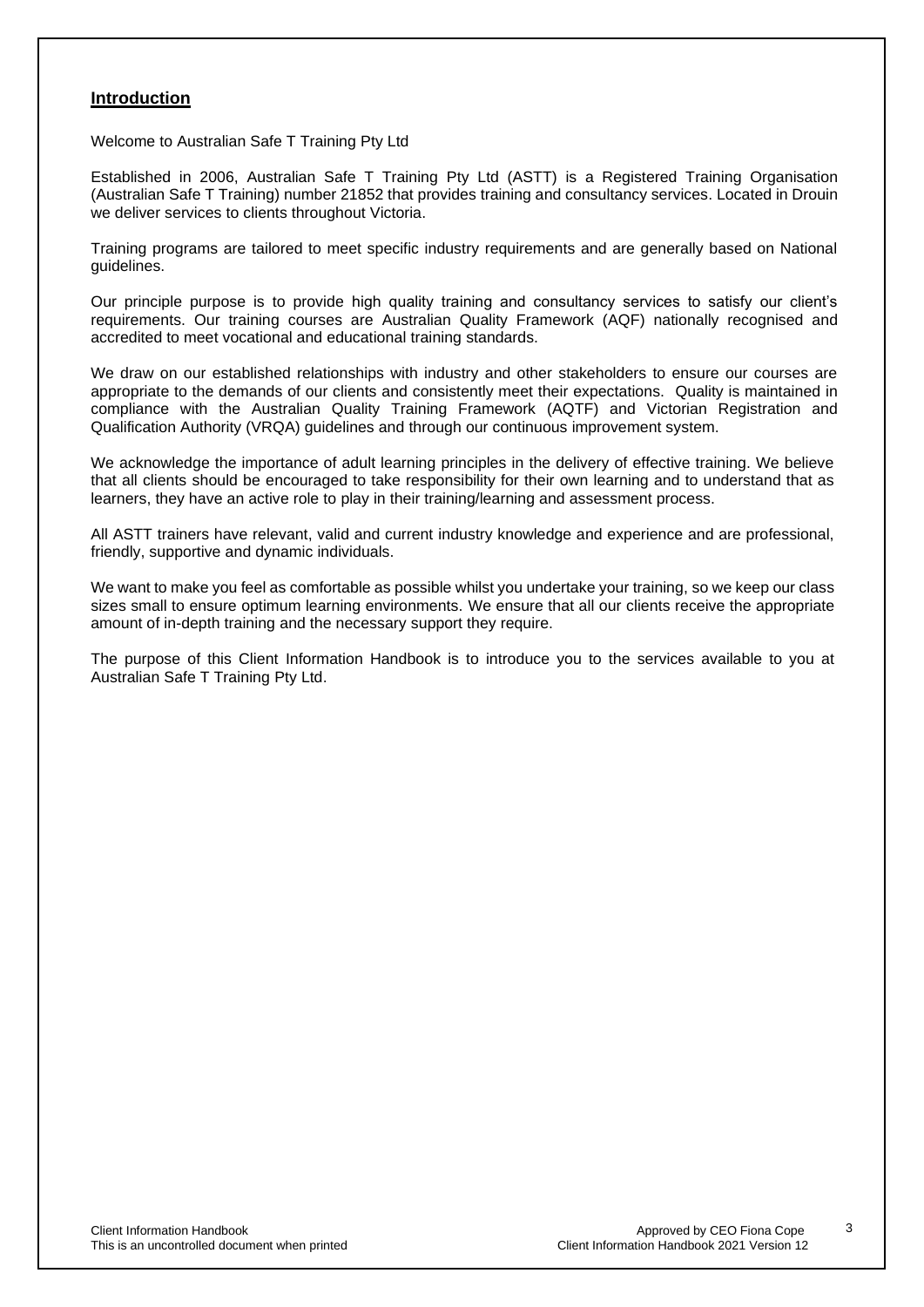## **Introduction**

Welcome to Australian Safe T Training Pty Ltd

Established in 2006, Australian Safe T Training Pty Ltd (ASTT) is a Registered Training Organisation (Australian Safe T Training) number 21852 that provides training and consultancy services. Located in Drouin we deliver services to clients throughout Victoria.

Training programs are tailored to meet specific industry requirements and are generally based on National guidelines.

Our principle purpose is to provide high quality training and consultancy services to satisfy our client's requirements. Our training courses are Australian Quality Framework (AQF) nationally recognised and accredited to meet vocational and educational training standards.

We draw on our established relationships with industry and other stakeholders to ensure our courses are appropriate to the demands of our clients and consistently meet their expectations. Quality is maintained in compliance with the Australian Quality Training Framework (AQTF) and Victorian Registration and Qualification Authority (VRQA) guidelines and through our continuous improvement system.

We acknowledge the importance of adult learning principles in the delivery of effective training. We believe that all clients should be encouraged to take responsibility for their own learning and to understand that as learners, they have an active role to play in their training/learning and assessment process.

All ASTT trainers have relevant, valid and current industry knowledge and experience and are professional, friendly, supportive and dynamic individuals.

We want to make you feel as comfortable as possible whilst you undertake your training, so we keep our class sizes small to ensure optimum learning environments. We ensure that all our clients receive the appropriate amount of in-depth training and the necessary support they require.

The purpose of this Client Information Handbook is to introduce you to the services available to you at Australian Safe T Training Pty Ltd.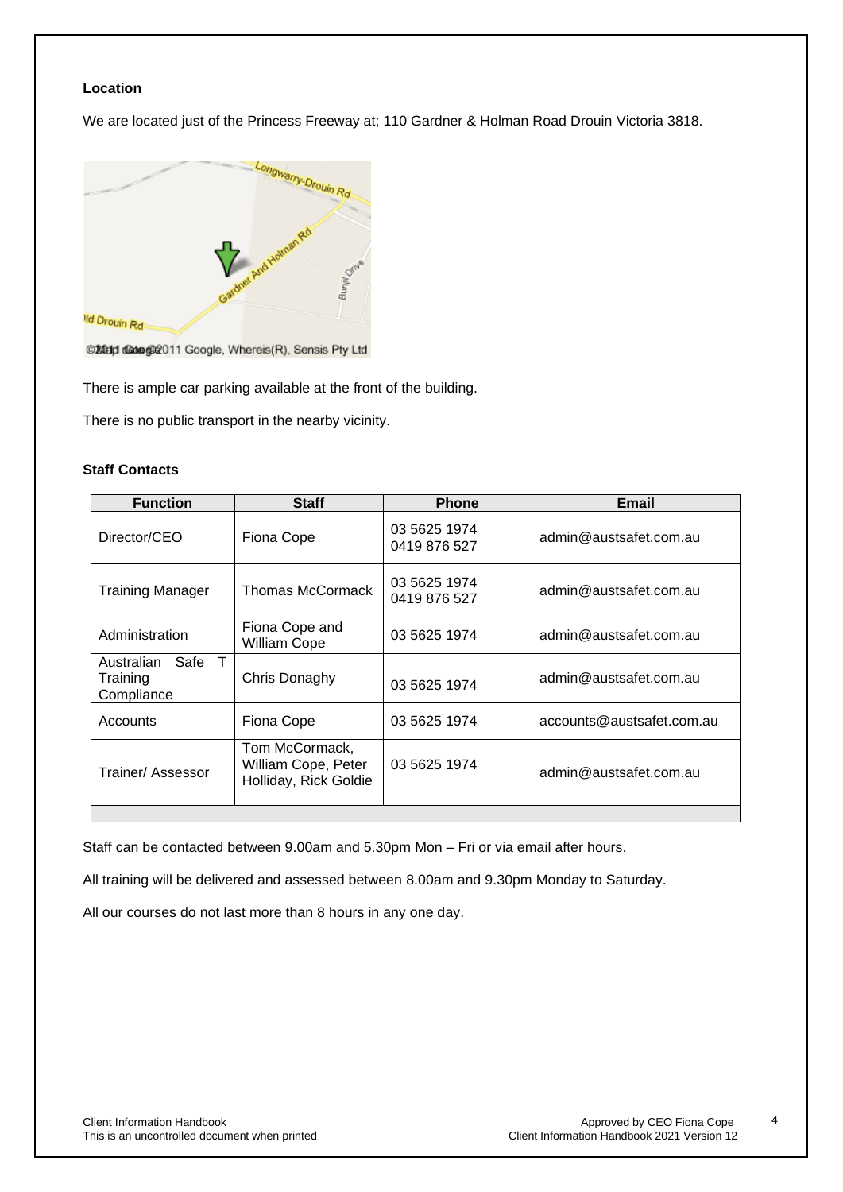**Location**

We are located just of the Princess Freeway at; 110 Gardner & Holman Road Drouin Victoria 3818.

There is ample car parking available at the front of the building.

There is no public transport in the nearby vicinity.

**Staff Contacts**

| Function | Staff | Phone | Email |
|---|---|---|---|
| Director/CEO | Fiona Cope | 03 5625 1974<br>0419 876 527 | admin@austsafet.com.au |
| Training Manager | Thomas McCormack | 03 5625 1974<br>0419 876 527 | admin@austsafet.com.au |
| Administration | Fiona Cope and William Cope | 03 5625 1974 | admin@austsafet.com.au |
| Australian Safe T Training Compliance | Chris Donaghy | 03 5625 1974 | admin@austsafet.com.au |
| Accounts | Fiona Cope | 03 5625 1974 | accounts@austsafet.com.au |
| Trainer/ Assessor | Tom McCormack, William Cope, Peter Holliday, Rick Goldie | 03 5625 1974 | admin@austsafet.com.au |

Staff can be contacted between 9.00am and 5.30pm Mon – Fri or via email after hours.

All training will be delivered and assessed between 8.00am and 9.30pm Monday to Saturday.

All our courses do not last more than 8 hours in any one day.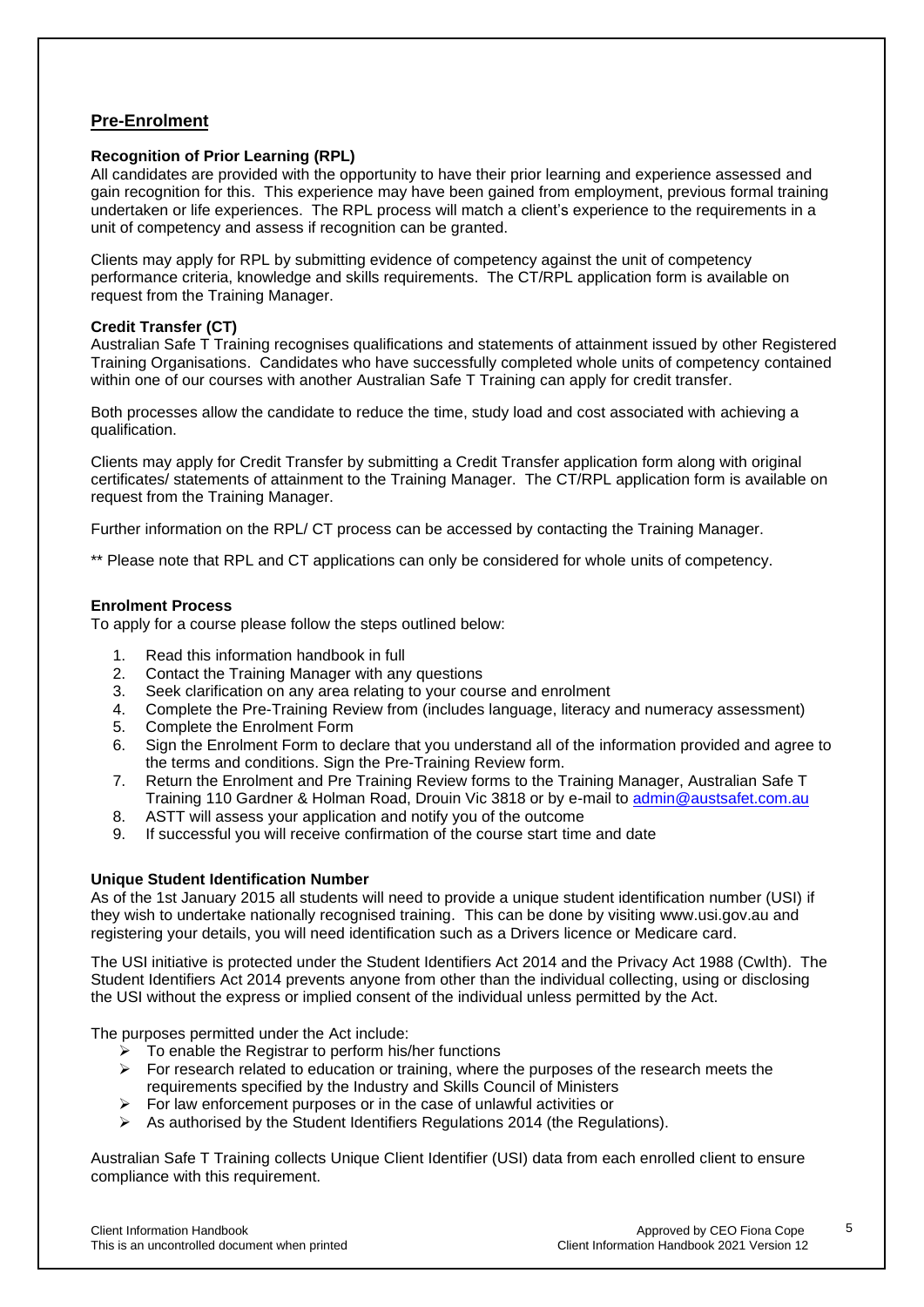## Pre-Enrolment

### Recognition of Prior Learning (RPL)

All candidates are provided with the opportunity to have their prior learning and experience assessed and gain recognition for this. This experience may have been gained from employment, previous formal training undertaken or life experiences. The RPL process will match a client's experience to the requirements in a unit of competency and assess if recognition can be granted.

Clients may apply for RPL by submitting evidence of competency against the unit of competency performance criteria, knowledge and skills requirements. The CT/RPL application form is available on request from the Training Manager.

### Credit Transfer (CT)

Australian Safe T Training recognises qualifications and statements of attainment issued by other Registered Training Organisations. Candidates who have successfully completed whole units of competency contained within one of our courses with another Australian Safe T Training can apply for credit transfer.

Both processes allow the candidate to reduce the time, study load and cost associated with achieving a qualification.

Clients may apply for Credit Transfer by submitting a Credit Transfer application form along with original certificates/ statements of attainment to the Training Manager. The CT/RPL application form is available on request from the Training Manager.

Further information on the RPL/ CT process can be accessed by contacting the Training Manager.

** Please note that RPL and CT applications can only be considered for whole units of competency.

### Enrolment Process

To apply for a course please follow the steps outlined below:

1. Read this information handbook in full
2. Contact the Training Manager with any questions
3. Seek clarification on any area relating to your course and enrolment
4. Complete the Pre-Training Review from (includes language, literacy and numeracy assessment)
5. Complete the Enrolment Form
6. Sign the Enrolment Form to declare that you understand all of the information provided and agree to the terms and conditions. Sign the Pre-Training Review form.
7. Return the Enrolment and Pre Training Review forms to the Training Manager, Australian Safe T Training 110 Gardner & Holman Road, Drouin Vic 3818 or by e-mail to admin@austsafet.com.au
8. ASTT will assess your application and notify you of the outcome
9. If successful you will receive confirmation of the course start time and date

### Unique Student Identification Number

As of the 1st January 2015 all students will need to provide a unique student identification number (USI) if they wish to undertake nationally recognised training. This can be done by visiting www.usi.gov.au and registering your details, you will need identification such as a Drivers licence or Medicare card.

The USI initiative is protected under the Student Identifiers Act 2014 and the Privacy Act 1988 (Cwlth). The Student Identifiers Act 2014 prevents anyone from other than the individual collecting, using or disclosing the USI without the express or implied consent of the individual unless permitted by the Act.

The purposes permitted under the Act include:

- To enable the Registrar to perform his/her functions
- For research related to education or training, where the purposes of the research meets the requirements specified by the Industry and Skills Council of Ministers
- For law enforcement purposes or in the case of unlawful activities or
- As authorised by the Student Identifiers Regulations 2014 (the Regulations).

Australian Safe T Training collects Unique Client Identifier (USI) data from each enrolled client to ensure compliance with this requirement.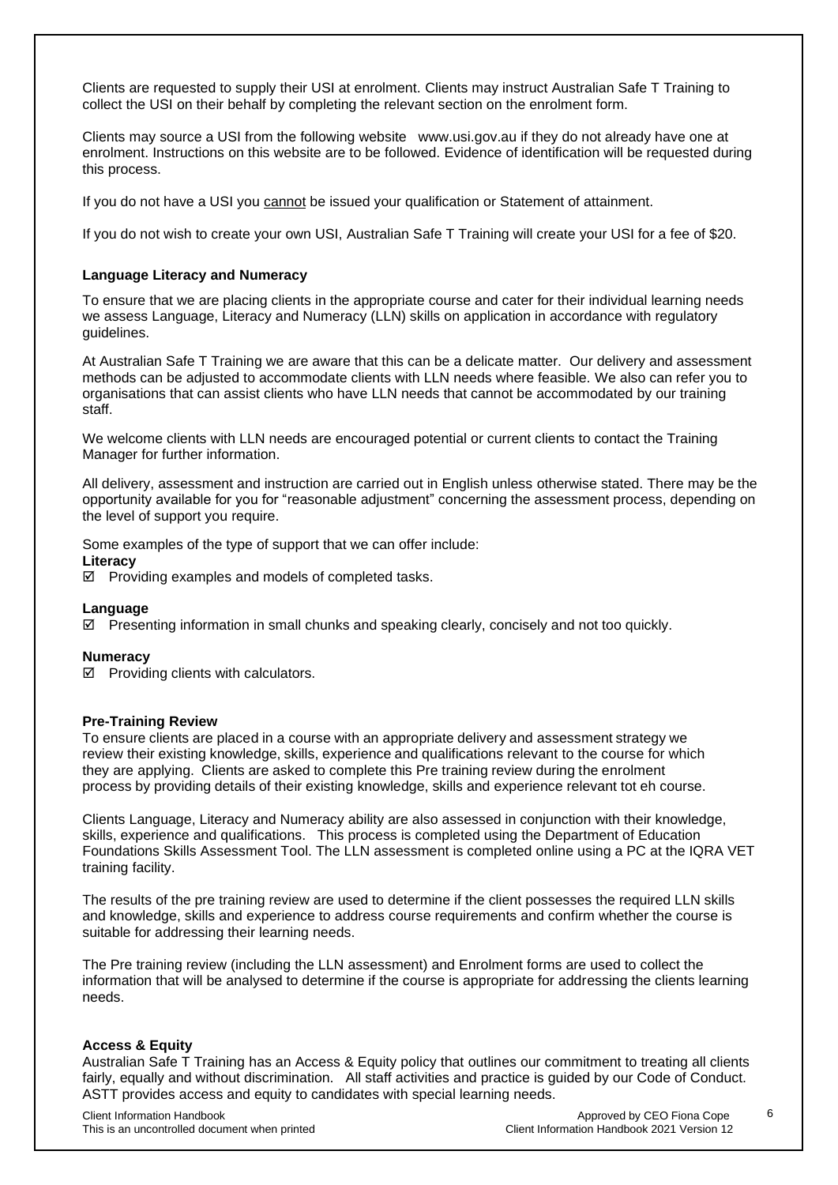Clients are requested to supply their USI at enrolment. Clients may instruct Australian Safe T Training to collect the USI on their behalf by completing the relevant section on the enrolment form.

Clients may source a USI from the following website www.usi.gov.au if they do not already have one at enrolment. Instructions on this website are to be followed. Evidence of identification will be requested during this process.

If you do not have a USI you <u>cannot</u> be issued your qualification or Statement of attainment.

If you do not wish to create your own USI, Australian Safe T Training will create your USI for a fee of $20.

**Language Literacy and Numeracy**

To ensure that we are placing clients in the appropriate course and cater for their individual learning needs we assess Language, Literacy and Numeracy (LLN) skills on application in accordance with regulatory guidelines.

At Australian Safe T Training we are aware that this can be a delicate matter. Our delivery and assessment methods can be adjusted to accommodate clients with LLN needs where feasible. We also can refer you to organisations that can assist clients who have LLN needs that cannot be accommodated by our training staff.

We welcome clients with LLN needs are encouraged potential or current clients to contact the Training Manager for further information.

All delivery, assessment and instruction are carried out in English unless otherwise stated. There may be the opportunity available for you for "reasonable adjustment" concerning the assessment process, depending on the level of support you require.

Some examples of the type of support that we can offer include:

**Literacy**

☑ Providing examples and models of completed tasks.

**Language**

☑ Presenting information in small chunks and speaking clearly, concisely and not too quickly.

**Numeracy**

☑ Providing clients with calculators.

**Pre-Training Review**

To ensure clients are placed in a course with an appropriate delivery and assessment strategy we review their existing knowledge, skills, experience and qualifications relevant to the course for which they are applying. Clients are asked to complete this Pre training review during the enrolment process by providing details of their existing knowledge, skills and experience relevant tot eh course.

Clients Language, Literacy and Numeracy ability are also assessed in conjunction with their knowledge, skills, experience and qualifications. This process is completed using the Department of Education Foundations Skills Assessment Tool. The LLN assessment is completed online using a PC at the IQRA VET training facility.

The results of the pre training review are used to determine if the client possesses the required LLN skills and knowledge, skills and experience to address course requirements and confirm whether the course is suitable for addressing their learning needs.

The Pre training review (including the LLN assessment) and Enrolment forms are used to collect the information that will be analysed to determine if the course is appropriate for addressing the clients learning needs.

**Access & Equity**

Australian Safe T Training has an Access & Equity policy that outlines our commitment to treating all clients fairly, equally and without discrimination. All staff activities and practice is guided by our Code of Conduct. ASTT provides access and equity to candidates with special learning needs.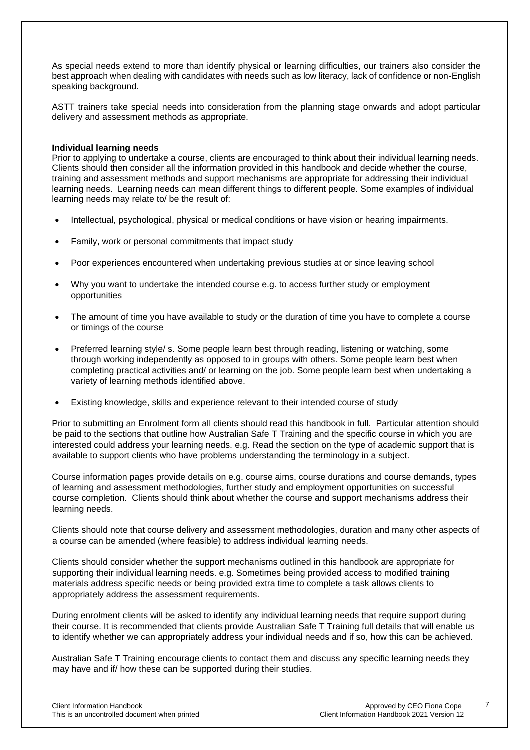As special needs extend to more than identify physical or learning difficulties, our trainers also consider the best approach when dealing with candidates with needs such as low literacy, lack of confidence or non-English speaking background.

ASTT trainers take special needs into consideration from the planning stage onwards and adopt particular delivery and assessment methods as appropriate.

**Individual learning needs**

Prior to applying to undertake a course, clients are encouraged to think about their individual learning needs. Clients should then consider all the information provided in this handbook and decide whether the course, training and assessment methods and support mechanisms are appropriate for addressing their individual learning needs. Learning needs can mean different things to different people. Some examples of individual learning needs may relate to/ be the result of:

- Intellectual, psychological, physical or medical conditions or have vision or hearing impairments.
- Family, work or personal commitments that impact study
- Poor experiences encountered when undertaking previous studies at or since leaving school
- Why you want to undertake the intended course e.g. to access further study or employment opportunities
- The amount of time you have available to study or the duration of time you have to complete a course or timings of the course
- Preferred learning style/ s. Some people learn best through reading, listening or watching, some through working independently as opposed to in groups with others. Some people learn best when completing practical activities and/ or learning on the job. Some people learn best when undertaking a variety of learning methods identified above.
- Existing knowledge, skills and experience relevant to their intended course of study

Prior to submitting an Enrolment form all clients should read this handbook in full. Particular attention should be paid to the sections that outline how Australian Safe T Training and the specific course in which you are interested could address your learning needs. e.g. Read the section on the type of academic support that is available to support clients who have problems understanding the terminology in a subject.

Course information pages provide details on e.g. course aims, course durations and course demands, types of learning and assessment methodologies, further study and employment opportunities on successful course completion. Clients should think about whether the course and support mechanisms address their learning needs.

Clients should note that course delivery and assessment methodologies, duration and many other aspects of a course can be amended (where feasible) to address individual learning needs.

Clients should consider whether the support mechanisms outlined in this handbook are appropriate for supporting their individual learning needs. e.g. Sometimes being provided access to modified training materials address specific needs or being provided extra time to complete a task allows clients to appropriately address the assessment requirements.

During enrolment clients will be asked to identify any individual learning needs that require support during their course. It is recommended that clients provide Australian Safe T Training full details that will enable us to identify whether we can appropriately address your individual needs and if so, how this can be achieved.

Australian Safe T Training encourage clients to contact them and discuss any specific learning needs they may have and if/ how these can be supported during their studies.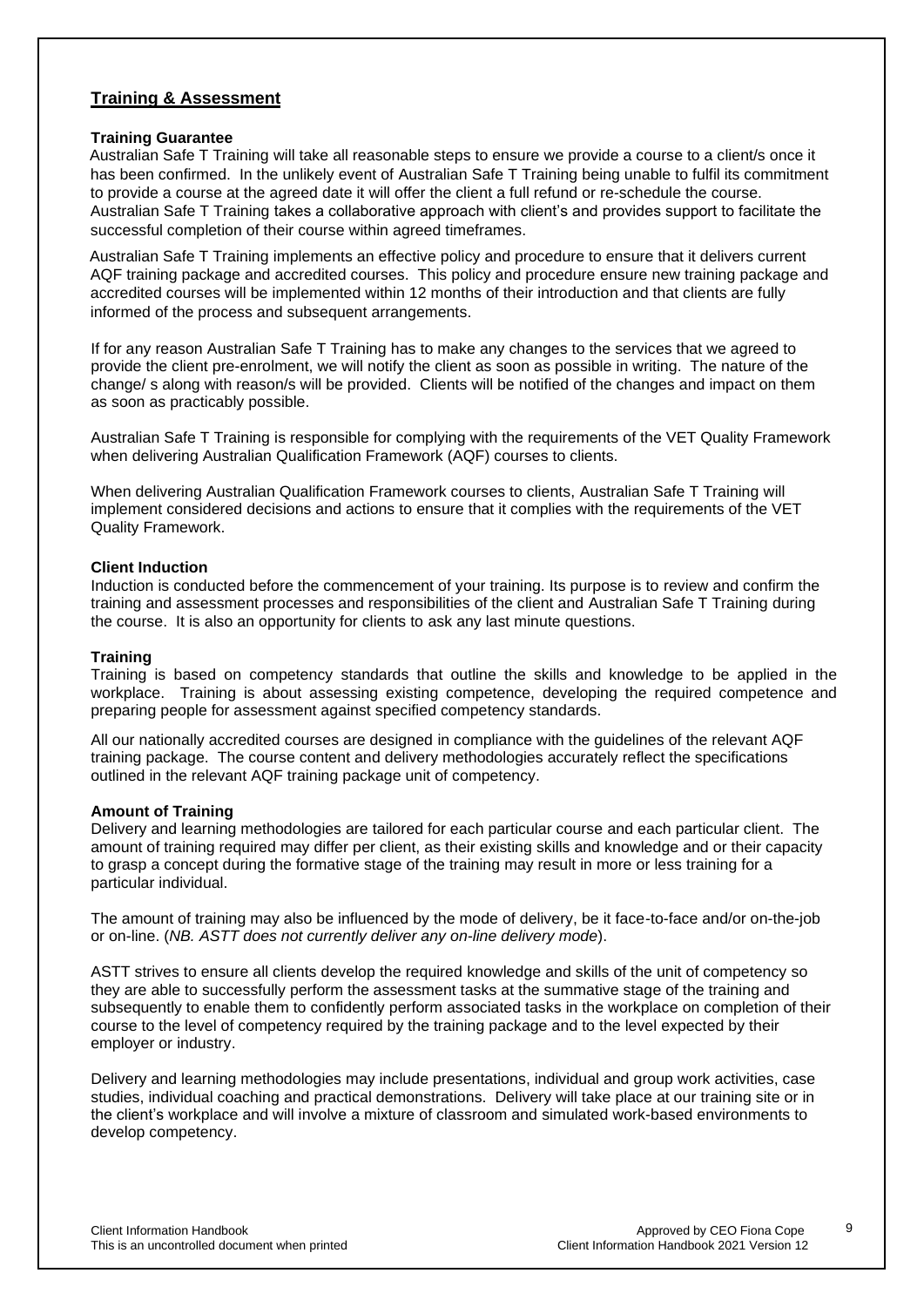## Training & Assessment

**Training Guarantee**

Australian Safe T Training will take all reasonable steps to ensure we provide a course to a client/s once it has been confirmed. In the unlikely event of Australian Safe T Training being unable to fulfil its commitment to provide a course at the agreed date it will offer the client a full refund or re-schedule the course. Australian Safe T Training takes a collaborative approach with client's and provides support to facilitate the successful completion of their course within agreed timeframes.

Australian Safe T Training implements an effective policy and procedure to ensure that it delivers current AQF training package and accredited courses. This policy and procedure ensure new training package and accredited courses will be implemented within 12 months of their introduction and that clients are fully informed of the process and subsequent arrangements.

If for any reason Australian Safe T Training has to make any changes to the services that we agreed to provide the client pre-enrolment, we will notify the client as soon as possible in writing. The nature of the change/ s along with reason/s will be provided. Clients will be notified of the changes and impact on them as soon as practicably possible.

Australian Safe T Training is responsible for complying with the requirements of the VET Quality Framework when delivering Australian Qualification Framework (AQF) courses to clients.

When delivering Australian Qualification Framework courses to clients, Australian Safe T Training will implement considered decisions and actions to ensure that it complies with the requirements of the VET Quality Framework.

**Client Induction**

Induction is conducted before the commencement of your training. Its purpose is to review and confirm the training and assessment processes and responsibilities of the client and Australian Safe T Training during the course. It is also an opportunity for clients to ask any last minute questions.

**Training**

Training is based on competency standards that outline the skills and knowledge to be applied in the workplace. Training is about assessing existing competence, developing the required competence and preparing people for assessment against specified competency standards.

All our nationally accredited courses are designed in compliance with the guidelines of the relevant AQF training package. The course content and delivery methodologies accurately reflect the specifications outlined in the relevant AQF training package unit of competency.

**Amount of Training**

Delivery and learning methodologies are tailored for each particular course and each particular client. The amount of training required may differ per client, as their existing skills and knowledge and or their capacity to grasp a concept during the formative stage of the training may result in more or less training for a particular individual.

The amount of training may also be influenced by the mode of delivery, be it face-to-face and/or on-the-job or on-line. (*NB. ASTT does not currently deliver any on-line delivery mode*).

ASTT strives to ensure all clients develop the required knowledge and skills of the unit of competency so they are able to successfully perform the assessment tasks at the summative stage of the training and subsequently to enable them to confidently perform associated tasks in the workplace on completion of their course to the level of competency required by the training package and to the level expected by their employer or industry.

Delivery and learning methodologies may include presentations, individual and group work activities, case studies, individual coaching and practical demonstrations. Delivery will take place at our training site or in the client's workplace and will involve a mixture of classroom and simulated work-based environments to develop competency.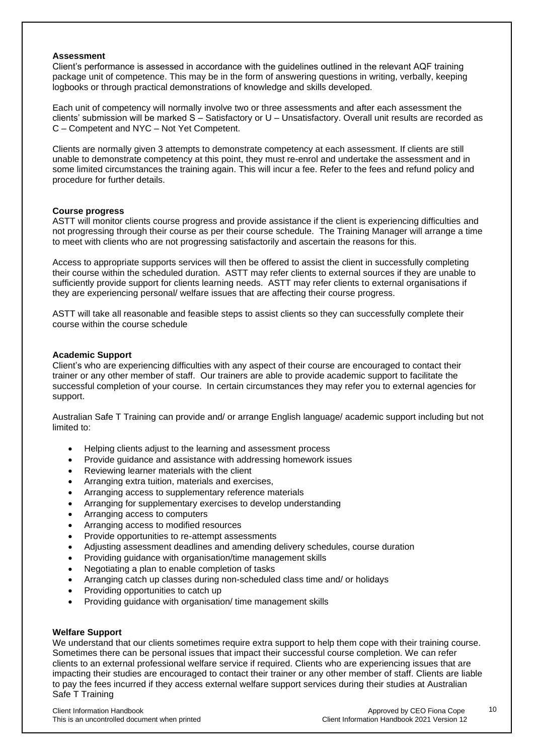**Assessment**

Client's performance is assessed in accordance with the guidelines outlined in the relevant AQF training package unit of competence. This may be in the form of answering questions in writing, verbally, keeping logbooks or through practical demonstrations of knowledge and skills developed.

Each unit of competency will normally involve two or three assessments and after each assessment the clients' submission will be marked S – Satisfactory or U – Unsatisfactory. Overall unit results are recorded as C – Competent and NYC – Not Yet Competent.

Clients are normally given 3 attempts to demonstrate competency at each assessment. If clients are still unable to demonstrate competency at this point, they must re-enrol and undertake the assessment and in some limited circumstances the training again. This will incur a fee. Refer to the fees and refund policy and procedure for further details.

**Course progress**

ASTT will monitor clients course progress and provide assistance if the client is experiencing difficulties and not progressing through their course as per their course schedule. The Training Manager will arrange a time to meet with clients who are not progressing satisfactorily and ascertain the reasons for this.

Access to appropriate supports services will then be offered to assist the client in successfully completing their course within the scheduled duration. ASTT may refer clients to external sources if they are unable to sufficiently provide support for clients learning needs. ASTT may refer clients to external organisations if they are experiencing personal/ welfare issues that are affecting their course progress.

ASTT will take all reasonable and feasible steps to assist clients so they can successfully complete their course within the course schedule

**Academic Support**

Client's who are experiencing difficulties with any aspect of their course are encouraged to contact their trainer or any other member of staff. Our trainers are able to provide academic support to facilitate the successful completion of your course. In certain circumstances they may refer you to external agencies for support.

Australian Safe T Training can provide and/ or arrange English language/ academic support including but not limited to:

- Helping clients adjust to the learning and assessment process
- Provide guidance and assistance with addressing homework issues
- Reviewing learner materials with the client
- Arranging extra tuition, materials and exercises,
- Arranging access to supplementary reference materials
- Arranging for supplementary exercises to develop understanding
- Arranging access to computers
- Arranging access to modified resources
- Provide opportunities to re-attempt assessments
- Adjusting assessment deadlines and amending delivery schedules, course duration
- Providing guidance with organisation/time management skills
- Negotiating a plan to enable completion of tasks
- Arranging catch up classes during non-scheduled class time and/ or holidays
- Providing opportunities to catch up
- Providing guidance with organisation/ time management skills

**Welfare Support**

We understand that our clients sometimes require extra support to help them cope with their training course. Sometimes there can be personal issues that impact their successful course completion. We can refer clients to an external professional welfare service if required. Clients who are experiencing issues that are impacting their studies are encouraged to contact their trainer or any other member of staff. Clients are liable to pay the fees incurred if they access external welfare support services during their studies at Australian Safe T Training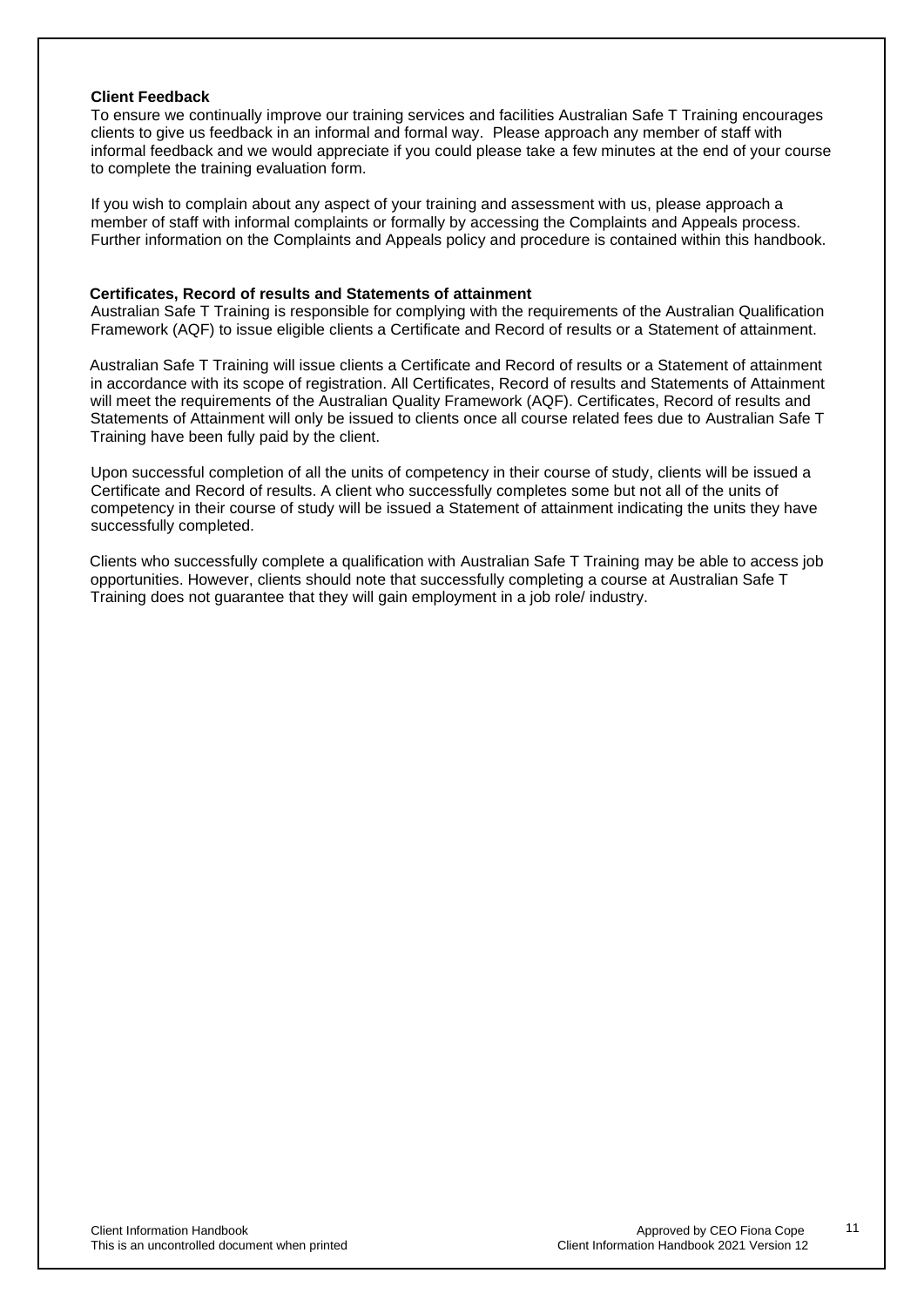## Client Feedback

To ensure we continually improve our training services and facilities Australian Safe T Training encourages clients to give us feedback in an informal and formal way. Please approach any member of staff with informal feedback and we would appreciate if you could please take a few minutes at the end of your course to complete the training evaluation form.

If you wish to complain about any aspect of your training and assessment with us, please approach a member of staff with informal complaints or formally by accessing the Complaints and Appeals process. Further information on the Complaints and Appeals policy and procedure is contained within this handbook.

## Certificates, Record of results and Statements of attainment

Australian Safe T Training is responsible for complying with the requirements of the Australian Qualification Framework (AQF) to issue eligible clients a Certificate and Record of results or a Statement of attainment.

Australian Safe T Training will issue clients a Certificate and Record of results or a Statement of attainment in accordance with its scope of registration. All Certificates, Record of results and Statements of Attainment will meet the requirements of the Australian Quality Framework (AQF). Certificates, Record of results and Statements of Attainment will only be issued to clients once all course related fees due to Australian Safe T Training have been fully paid by the client.

Upon successful completion of all the units of competency in their course of study, clients will be issued a Certificate and Record of results. A client who successfully completes some but not all of the units of competency in their course of study will be issued a Statement of attainment indicating the units they have successfully completed.

Clients who successfully complete a qualification with Australian Safe T Training may be able to access job opportunities. However, clients should note that successfully completing a course at Australian Safe T Training does not guarantee that they will gain employment in a job role/ industry.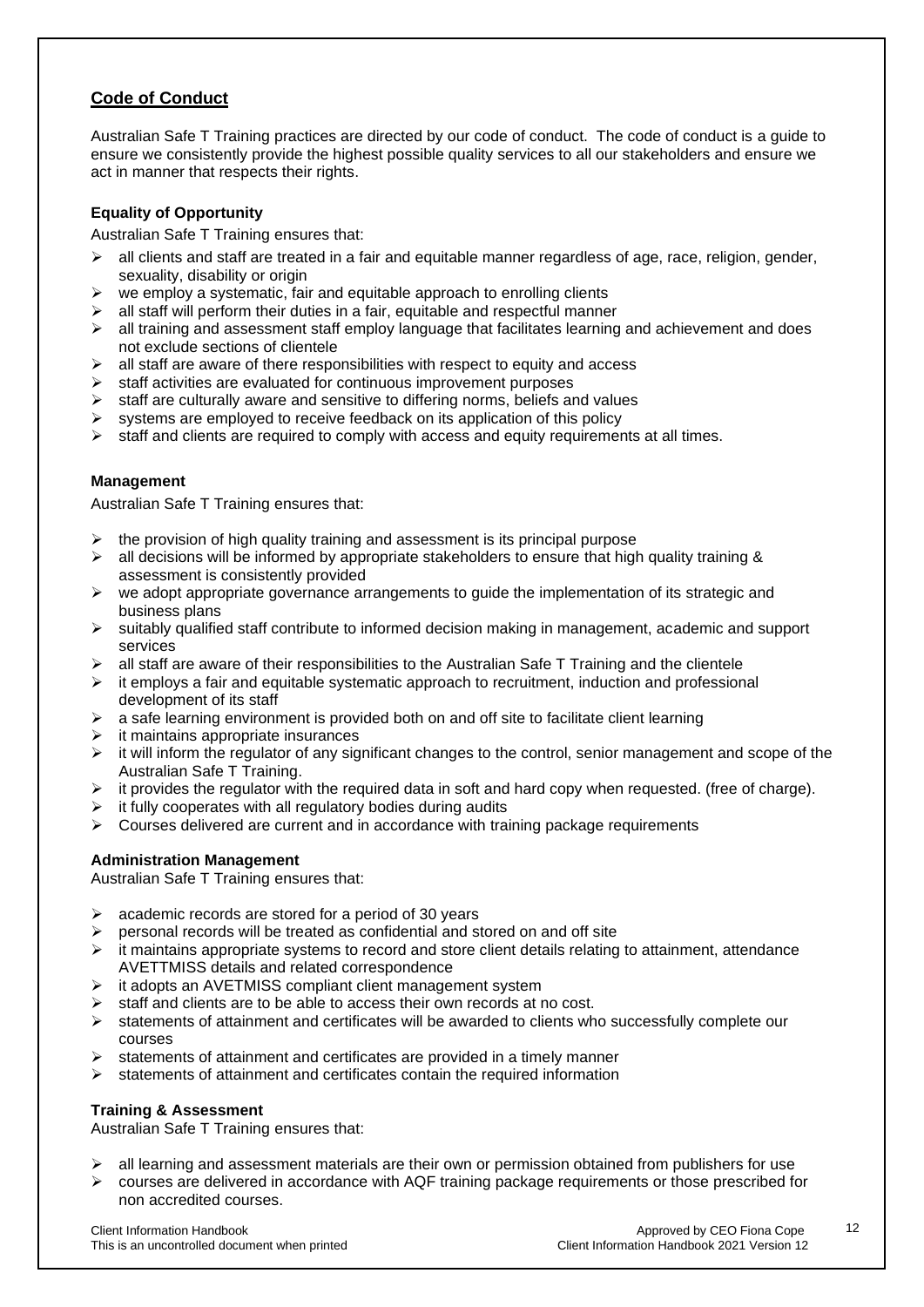## Code of Conduct

Australian Safe T Training practices are directed by our code of conduct. The code of conduct is a guide to ensure we consistently provide the highest possible quality services to all our stakeholders and ensure we act in manner that respects their rights.

### Equality of Opportunity

Australian Safe T Training ensures that:

- all clients and staff are treated in a fair and equitable manner regardless of age, race, religion, gender, sexuality, disability or origin
- we employ a systematic, fair and equitable approach to enrolling clients
- all staff will perform their duties in a fair, equitable and respectful manner
- all training and assessment staff employ language that facilitates learning and achievement and does not exclude sections of clientele
- all staff are aware of there responsibilities with respect to equity and access
- staff activities are evaluated for continuous improvement purposes
- staff are culturally aware and sensitive to differing norms, beliefs and values
- systems are employed to receive feedback on its application of this policy
- staff and clients are required to comply with access and equity requirements at all times.

### Management

Australian Safe T Training ensures that:

- the provision of high quality training and assessment is its principal purpose
- all decisions will be informed by appropriate stakeholders to ensure that high quality training & assessment is consistently provided
- we adopt appropriate governance arrangements to guide the implementation of its strategic and business plans
- suitably qualified staff contribute to informed decision making in management, academic and support services
- all staff are aware of their responsibilities to the Australian Safe T Training and the clientele
- it employs a fair and equitable systematic approach to recruitment, induction and professional development of its staff
- a safe learning environment is provided both on and off site to facilitate client learning
- it maintains appropriate insurances
- it will inform the regulator of any significant changes to the control, senior management and scope of the Australian Safe T Training.
- it provides the regulator with the required data in soft and hard copy when requested. (free of charge).
- it fully cooperates with all regulatory bodies during audits
- Courses delivered are current and in accordance with training package requirements

### Administration Management

Australian Safe T Training ensures that:

- academic records are stored for a period of 30 years
- personal records will be treated as confidential and stored on and off site
- it maintains appropriate systems to record and store client details relating to attainment, attendance AVETTMISS details and related correspondence
- it adopts an AVETMISS compliant client management system
- staff and clients are to be able to access their own records at no cost.
- statements of attainment and certificates will be awarded to clients who successfully complete our courses
- statements of attainment and certificates are provided in a timely manner
- statements of attainment and certificates contain the required information

### Training & Assessment

Australian Safe T Training ensures that:

- all learning and assessment materials are their own or permission obtained from publishers for use
- courses are delivered in accordance with AQF training package requirements or those prescribed for non accredited courses.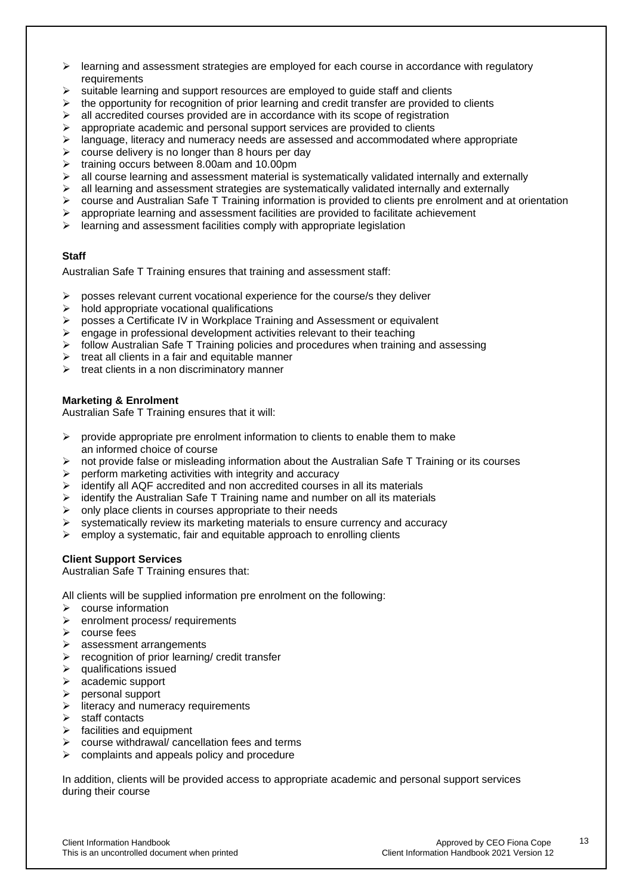- learning and assessment strategies are employed for each course in accordance with regulatory requirements
- suitable learning and support resources are employed to guide staff and clients
- the opportunity for recognition of prior learning and credit transfer are provided to clients
- all accredited courses provided are in accordance with its scope of registration
- appropriate academic and personal support services are provided to clients
- language, literacy and numeracy needs are assessed and accommodated where appropriate
- course delivery is no longer than 8 hours per day
- training occurs between 8.00am and 10.00pm
- all course learning and assessment material is systematically validated internally and externally
- all learning and assessment strategies are systematically validated internally and externally
- course and Australian Safe T Training information is provided to clients pre enrolment and at orientation
- appropriate learning and assessment facilities are provided to facilitate achievement
- learning and assessment facilities comply with appropriate legislation

**Staff**

Australian Safe T Training ensures that training and assessment staff:

- posses relevant current vocational experience for the course/s they deliver
- hold appropriate vocational qualifications
- posses a Certificate IV in Workplace Training and Assessment or equivalent
- engage in professional development activities relevant to their teaching
- follow Australian Safe T Training policies and procedures when training and assessing
- treat all clients in a fair and equitable manner
- treat clients in a non discriminatory manner

**Marketing & Enrolment**

Australian Safe T Training ensures that it will:

- provide appropriate pre enrolment information to clients to enable them to make an informed choice of course
- not provide false or misleading information about the Australian Safe T Training or its courses
- perform marketing activities with integrity and accuracy
- identify all AQF accredited and non accredited courses in all its materials
- identify the Australian Safe T Training name and number on all its materials
- only place clients in courses appropriate to their needs
- systematically review its marketing materials to ensure currency and accuracy
- employ a systematic, fair and equitable approach to enrolling clients

**Client Support Services**

Australian Safe T Training ensures that:

All clients will be supplied information pre enrolment on the following:

- course information
- enrolment process/ requirements
- course fees
- assessment arrangements
- recognition of prior learning/ credit transfer
- qualifications issued
- academic support
- personal support
- literacy and numeracy requirements
- staff contacts
- facilities and equipment
- course withdrawal/ cancellation fees and terms
- complaints and appeals policy and procedure

In addition, clients will be provided access to appropriate academic and personal support services during their course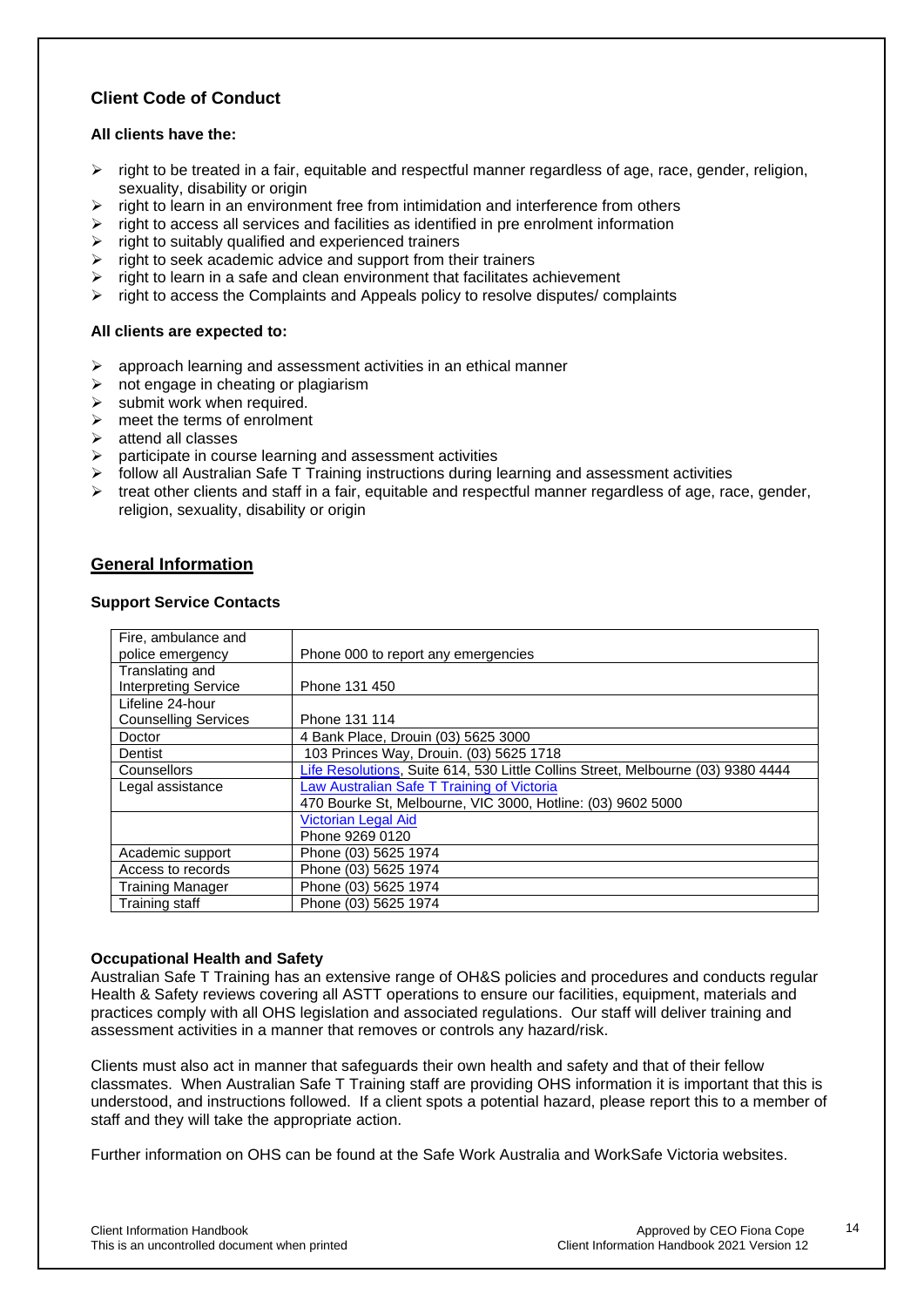## Client Code of Conduct

**All clients have the:**

- right to be treated in a fair, equitable and respectful manner regardless of age, race, gender, religion, sexuality, disability or origin
- right to learn in an environment free from intimidation and interference from others
- right to access all services and facilities as identified in pre enrolment information
- right to suitably qualified and experienced trainers
- right to seek academic advice and support from their trainers
- right to learn in a safe and clean environment that facilitates achievement
- right to access the Complaints and Appeals policy to resolve disputes/ complaints

**All clients are expected to:**

- approach learning and assessment activities in an ethical manner
- not engage in cheating or plagiarism
- submit work when required.
- meet the terms of enrolment
- attend all classes
- participate in course learning and assessment activities
- follow all Australian Safe T Training instructions during learning and assessment activities
- treat other clients and staff in a fair, equitable and respectful manner regardless of age, race, gender, religion, sexuality, disability or origin

## General Information

### Support Service Contacts

| | |
|---|---|
| Fire, ambulance and police emergency | Phone 000 to report any emergencies |
| Translating and Interpreting Service | Phone 131 450 |
| Lifeline 24-hour Counselling Services | Phone 131 114 |
| Doctor | 4 Bank Place, Drouin (03) 5625 3000 |
| Dentist | 103 Princes Way, Drouin. (03) 5625 1718 |
| Counsellors | Life Resolutions, Suite 614, 530 Little Collins Street, Melbourne (03) 9380 4444 |
| Legal assistance | Law Australian Safe T Training of Victoria<br>470 Bourke St, Melbourne, VIC 3000, Hotline: (03) 9602 5000 |
| | Victorian Legal Aid<br>Phone 9269 0120 |
| Academic support | Phone (03) 5625 1974 |
| Access to records | Phone (03) 5625 1974 |
| Training Manager | Phone (03) 5625 1974 |
| Training staff | Phone (03) 5625 1974 |

### Occupational Health and Safety

Australian Safe T Training has an extensive range of OH&S policies and procedures and conducts regular Health & Safety reviews covering all ASTT operations to ensure our facilities, equipment, materials and practices comply with all OHS legislation and associated regulations. Our staff will deliver training and assessment activities in a manner that removes or controls any hazard/risk.

Clients must also act in manner that safeguards their own health and safety and that of their fellow classmates. When Australian Safe T Training staff are providing OHS information it is important that this is understood, and instructions followed. If a client spots a potential hazard, please report this to a member of staff and they will take the appropriate action.

Further information on OHS can be found at the Safe Work Australia and WorkSafe Victoria websites.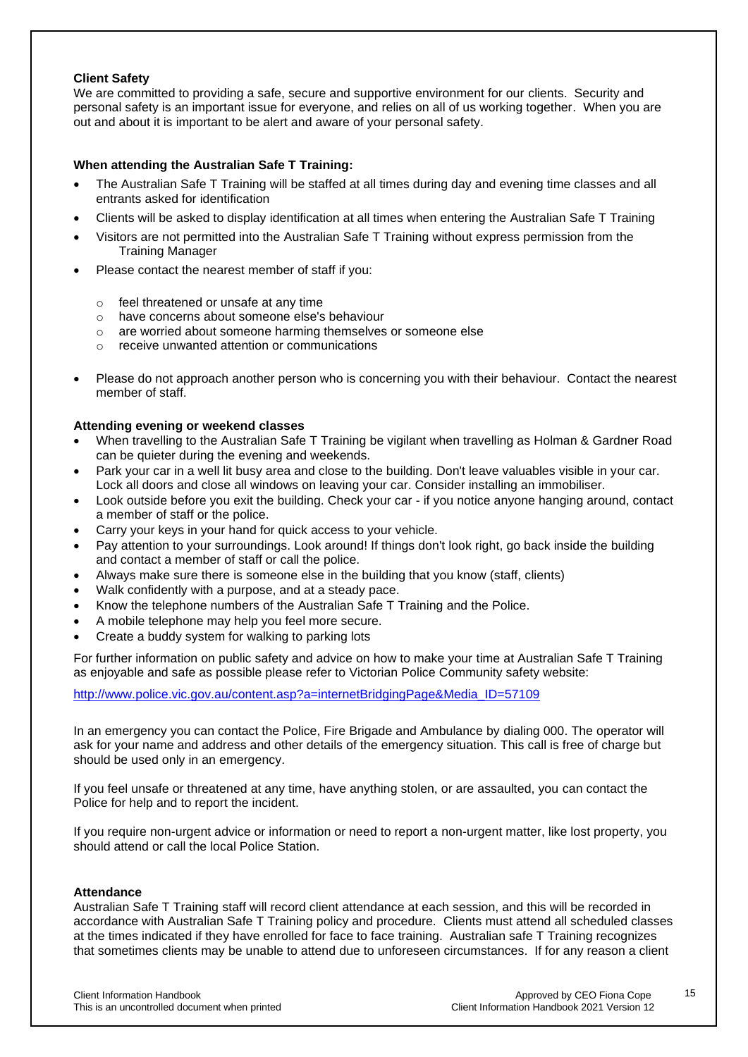**Client Safety**

We are committed to providing a safe, secure and supportive environment for our clients. Security and personal safety is an important issue for everyone, and relies on all of us working together. When you are out and about it is important to be alert and aware of your personal safety.

**When attending the Australian Safe T Training:**

- The Australian Safe T Training will be staffed at all times during day and evening time classes and all entrants asked for identification
- Clients will be asked to display identification at all times when entering the Australian Safe T Training
- Visitors are not permitted into the Australian Safe T Training without express permission from the Training Manager
- Please contact the nearest member of staff if you:
  - feel threatened or unsafe at any time
  - have concerns about someone else's behaviour
  - are worried about someone harming themselves or someone else
  - receive unwanted attention or communications
- Please do not approach another person who is concerning you with their behaviour. Contact the nearest member of staff.

**Attending evening or weekend classes**

- When travelling to the Australian Safe T Training be vigilant when travelling as Holman & Gardner Road can be quieter during the evening and weekends.
- Park your car in a well lit busy area and close to the building. Don't leave valuables visible in your car. Lock all doors and close all windows on leaving your car. Consider installing an immobiliser.
- Look outside before you exit the building. Check your car - if you notice anyone hanging around, contact a member of staff or the police.
- Carry your keys in your hand for quick access to your vehicle.
- Pay attention to your surroundings. Look around! If things don't look right, go back inside the building and contact a member of staff or call the police.
- Always make sure there is someone else in the building that you know (staff, clients)
- Walk confidently with a purpose, and at a steady pace.
- Know the telephone numbers of the Australian Safe T Training and the Police.
- A mobile telephone may help you feel more secure.
- Create a buddy system for walking to parking lots

For further information on public safety and advice on how to make your time at Australian Safe T Training as enjoyable and safe as possible please refer to Victorian Police Community safety website:

http://www.police.vic.gov.au/content.asp?a=internetBridgingPage&Media_ID=57109

In an emergency you can contact the Police, Fire Brigade and Ambulance by dialing 000. The operator will ask for your name and address and other details of the emergency situation. This call is free of charge but should be used only in an emergency.

If you feel unsafe or threatened at any time, have anything stolen, or are assaulted, you can contact the Police for help and to report the incident.

If you require non-urgent advice or information or need to report a non-urgent matter, like lost property, you should attend or call the local Police Station.

**Attendance**

Australian Safe T Training staff will record client attendance at each session, and this will be recorded in accordance with Australian Safe T Training policy and procedure. Clients must attend all scheduled classes at the times indicated if they have enrolled for face to face training. Australian safe T Training recognizes that sometimes clients may be unable to attend due to unforeseen circumstances. If for any reason a client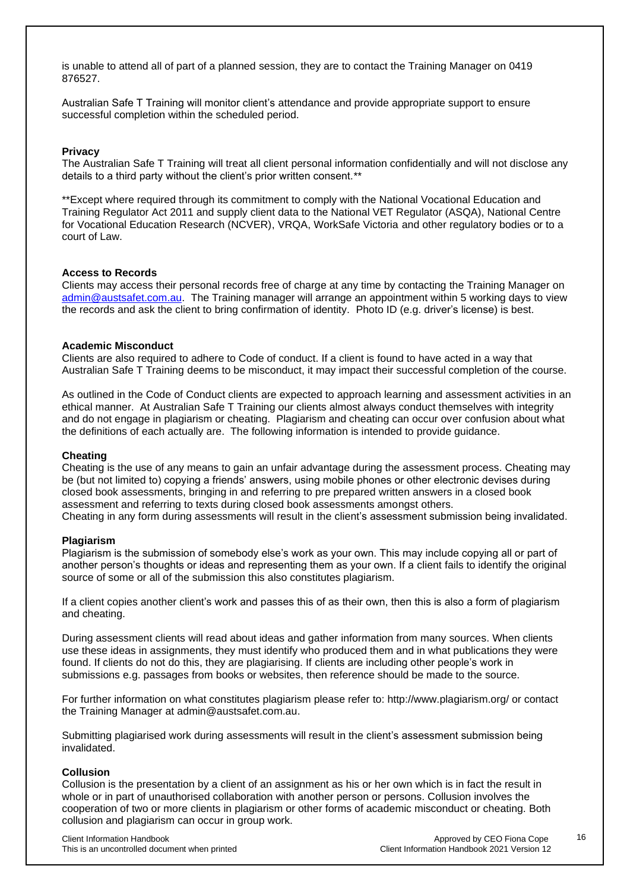is unable to attend all of part of a planned session, they are to contact the Training Manager on 0419 876527.

Australian Safe T Training will monitor client's attendance and provide appropriate support to ensure successful completion within the scheduled period.

**Privacy**

The Australian Safe T Training will treat all client personal information confidentially and will not disclose any details to a third party without the client's prior written consent.**

**Except where required through its commitment to comply with the National Vocational Education and Training Regulator Act 2011 and supply client data to the National VET Regulator (ASQA), National Centre for Vocational Education Research (NCVER), VRQA, WorkSafe Victoria and other regulatory bodies or to a court of Law.

**Access to Records**

Clients may access their personal records free of charge at any time by contacting the Training Manager on admin@austsafet.com.au. The Training manager will arrange an appointment within 5 working days to view the records and ask the client to bring confirmation of identity. Photo ID (e.g. driver's license) is best.

**Academic Misconduct**

Clients are also required to adhere to Code of conduct. If a client is found to have acted in a way that Australian Safe T Training deems to be misconduct, it may impact their successful completion of the course.

As outlined in the Code of Conduct clients are expected to approach learning and assessment activities in an ethical manner. At Australian Safe T Training our clients almost always conduct themselves with integrity and do not engage in plagiarism or cheating. Plagiarism and cheating can occur over confusion about what the definitions of each actually are. The following information is intended to provide guidance.

**Cheating**

Cheating is the use of any means to gain an unfair advantage during the assessment process. Cheating may be (but not limited to) copying a friends' answers, using mobile phones or other electronic devises during closed book assessments, bringing in and referring to pre prepared written answers in a closed book assessment and referring to texts during closed book assessments amongst others.
Cheating in any form during assessments will result in the client's assessment submission being invalidated.

**Plagiarism**

Plagiarism is the submission of somebody else's work as your own. This may include copying all or part of another person's thoughts or ideas and representing them as your own. If a client fails to identify the original source of some or all of the submission this also constitutes plagiarism.

If a client copies another client's work and passes this of as their own, then this is also a form of plagiarism and cheating.

During assessment clients will read about ideas and gather information from many sources. When clients use these ideas in assignments, they must identify who produced them and in what publications they were found. If clients do not do this, they are plagiarising. If clients are including other people's work in submissions e.g. passages from books or websites, then reference should be made to the source.

For further information on what constitutes plagiarism please refer to: http://www.plagiarism.org/ or contact the Training Manager at admin@austsafet.com.au.

Submitting plagiarised work during assessments will result in the client's assessment submission being invalidated.

**Collusion**

Collusion is the presentation by a client of an assignment as his or her own which is in fact the result in whole or in part of unauthorised collaboration with another person or persons. Collusion involves the cooperation of two or more clients in plagiarism or other forms of academic misconduct or cheating. Both collusion and plagiarism can occur in group work.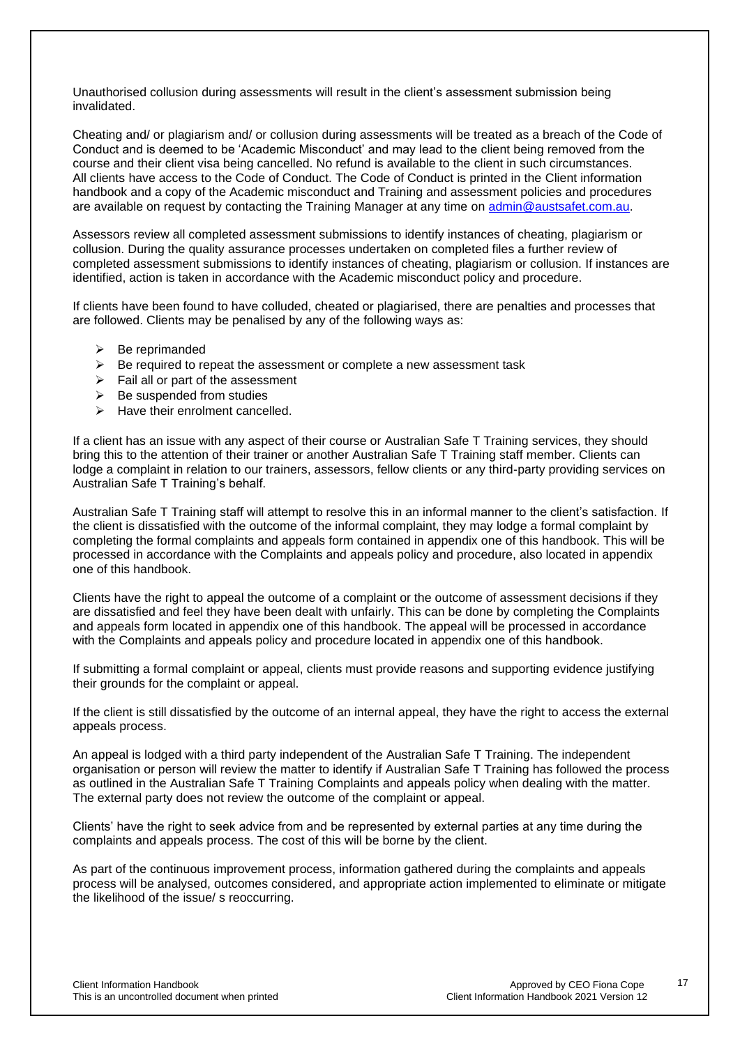Unauthorised collusion during assessments will result in the client's assessment submission being invalidated.

Cheating and/ or plagiarism and/ or collusion during assessments will be treated as a breach of the Code of Conduct and is deemed to be 'Academic Misconduct' and may lead to the client being removed from the course and their client visa being cancelled. No refund is available to the client in such circumstances. All clients have access to the Code of Conduct. The Code of Conduct is printed in the Client information handbook and a copy of the Academic misconduct and Training and assessment policies and procedures are available on request by contacting the Training Manager at any time on admin@austsafet.com.au.

Assessors review all completed assessment submissions to identify instances of cheating, plagiarism or collusion. During the quality assurance processes undertaken on completed files a further review of completed assessment submissions to identify instances of cheating, plagiarism or collusion. If instances are identified, action is taken in accordance with the Academic misconduct policy and procedure.

If clients have been found to have colluded, cheated or plagiarised, there are penalties and processes that are followed. Clients may be penalised by any of the following ways as:

- Be reprimanded
- Be required to repeat the assessment or complete a new assessment task
- Fail all or part of the assessment
- Be suspended from studies
- Have their enrolment cancelled.

If a client has an issue with any aspect of their course or Australian Safe T Training services, they should bring this to the attention of their trainer or another Australian Safe T Training staff member. Clients can lodge a complaint in relation to our trainers, assessors, fellow clients or any third-party providing services on Australian Safe T Training's behalf.

Australian Safe T Training staff will attempt to resolve this in an informal manner to the client's satisfaction. If the client is dissatisfied with the outcome of the informal complaint, they may lodge a formal complaint by completing the formal complaints and appeals form contained in appendix one of this handbook. This will be processed in accordance with the Complaints and appeals policy and procedure, also located in appendix one of this handbook.

Clients have the right to appeal the outcome of a complaint or the outcome of assessment decisions if they are dissatisfied and feel they have been dealt with unfairly. This can be done by completing the Complaints and appeals form located in appendix one of this handbook. The appeal will be processed in accordance with the Complaints and appeals policy and procedure located in appendix one of this handbook.

If submitting a formal complaint or appeal, clients must provide reasons and supporting evidence justifying their grounds for the complaint or appeal.

If the client is still dissatisfied by the outcome of an internal appeal, they have the right to access the external appeals process.

An appeal is lodged with a third party independent of the Australian Safe T Training. The independent organisation or person will review the matter to identify if Australian Safe T Training has followed the process as outlined in the Australian Safe T Training Complaints and appeals policy when dealing with the matter. The external party does not review the outcome of the complaint or appeal.

Clients' have the right to seek advice from and be represented by external parties at any time during the complaints and appeals process. The cost of this will be borne by the client.

As part of the continuous improvement process, information gathered during the complaints and appeals process will be analysed, outcomes considered, and appropriate action implemented to eliminate or mitigate the likelihood of the issue/ s reoccurring.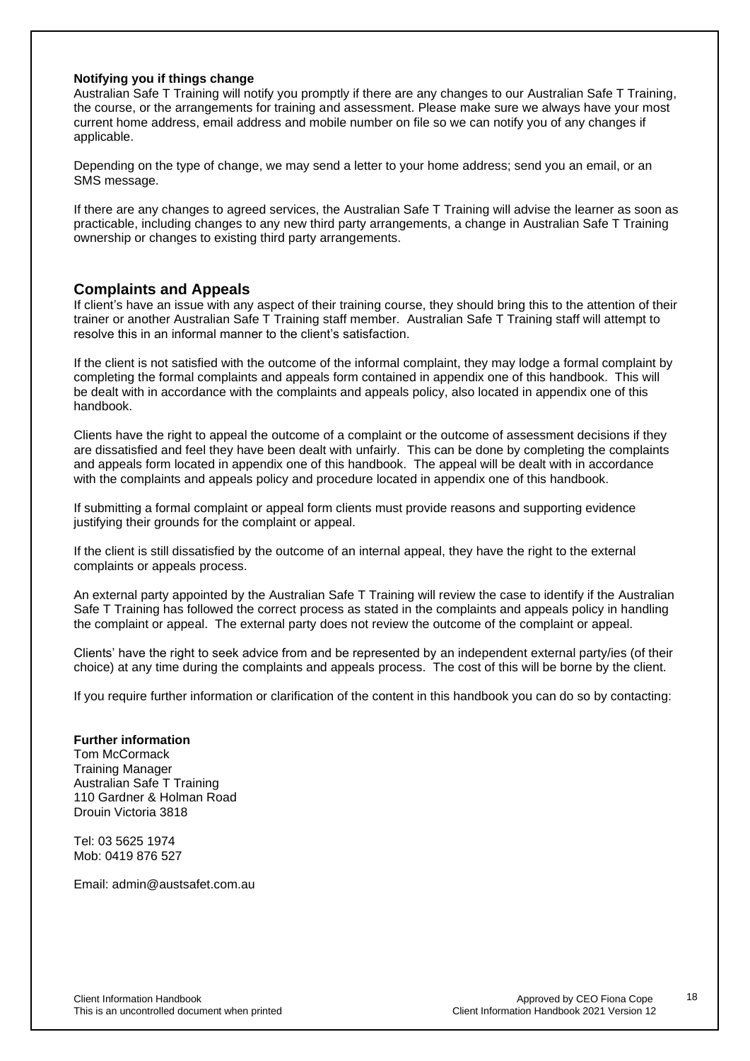**Notifying you if things change**

Australian Safe T Training will notify you promptly if there are any changes to our Australian Safe T Training, the course, or the arrangements for training and assessment. Please make sure we always have your most current home address, email address and mobile number on file so we can notify you of any changes if applicable.

Depending on the type of change, we may send a letter to your home address; send you an email, or an SMS message.

If there are any changes to agreed services, the Australian Safe T Training will advise the learner as soon as practicable, including changes to any new third party arrangements, a change in Australian Safe T Training ownership or changes to existing third party arrangements.

## Complaints and Appeals

If client's have an issue with any aspect of their training course, they should bring this to the attention of their trainer or another Australian Safe T Training staff member. Australian Safe T Training staff will attempt to resolve this in an informal manner to the client's satisfaction.

If the client is not satisfied with the outcome of the informal complaint, they may lodge a formal complaint by completing the formal complaints and appeals form contained in appendix one of this handbook. This will be dealt with in accordance with the complaints and appeals policy, also located in appendix one of this handbook.

Clients have the right to appeal the outcome of a complaint or the outcome of assessment decisions if they are dissatisfied and feel they have been dealt with unfairly. This can be done by completing the complaints and appeals form located in appendix one of this handbook. The appeal will be dealt with in accordance with the complaints and appeals policy and procedure located in appendix one of this handbook.

If submitting a formal complaint or appeal form clients must provide reasons and supporting evidence justifying their grounds for the complaint or appeal.

If the client is still dissatisfied by the outcome of an internal appeal, they have the right to the external complaints or appeals process.

An external party appointed by the Australian Safe T Training will review the case to identify if the Australian Safe T Training has followed the correct process as stated in the complaints and appeals policy in handling the complaint or appeal. The external party does not review the outcome of the complaint or appeal.

Clients' have the right to seek advice from and be represented by an independent external party/ies (of their choice) at any time during the complaints and appeals process. The cost of this will be borne by the client.

If you require further information or clarification of the content in this handbook you can do so by contacting:

**Further information**

Tom McCormack
Training Manager
Australian Safe T Training
110 Gardner & Holman Road
Drouin Victoria 3818

Tel: 03 5625 1974
Mob: 0419 876 527

Email: admin@austsafet.com.au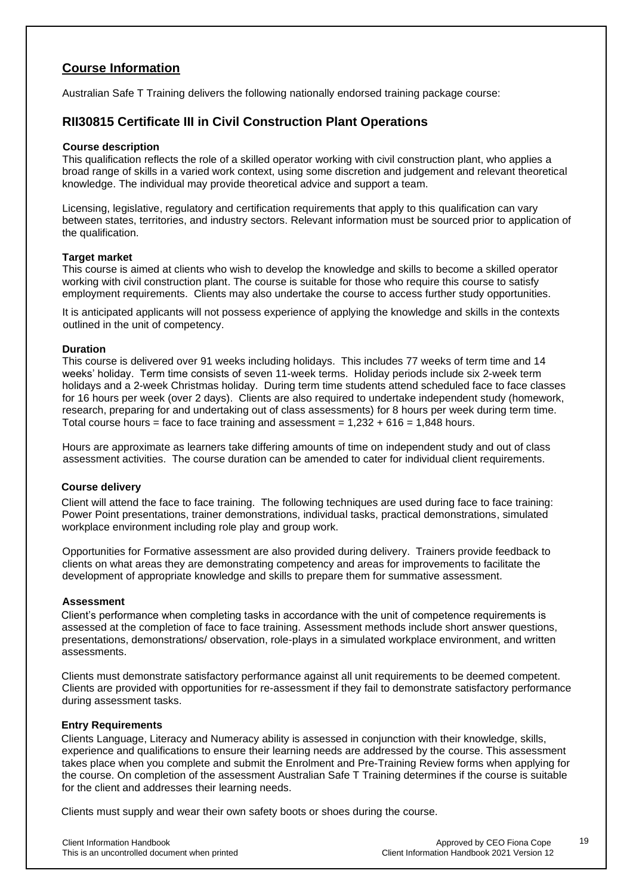## Course Information

Australian Safe T Training delivers the following nationally endorsed training package course:

## RII30815 Certificate III in Civil Construction Plant Operations

**Course description**

This qualification reflects the role of a skilled operator working with civil construction plant, who applies a broad range of skills in a varied work context, using some discretion and judgement and relevant theoretical knowledge. The individual may provide theoretical advice and support a team.

Licensing, legislative, regulatory and certification requirements that apply to this qualification can vary between states, territories, and industry sectors. Relevant information must be sourced prior to application of the qualification.

**Target market**

This course is aimed at clients who wish to develop the knowledge and skills to become a skilled operator working with civil construction plant. The course is suitable for those who require this course to satisfy employment requirements. Clients may also undertake the course to access further study opportunities.

It is anticipated applicants will not possess experience of applying the knowledge and skills in the contexts outlined in the unit of competency.

**Duration**

This course is delivered over 91 weeks including holidays. This includes 77 weeks of term time and 14 weeks' holiday. Term time consists of seven 11-week terms. Holiday periods include six 2-week term holidays and a 2-week Christmas holiday. During term time students attend scheduled face to face classes for 16 hours per week (over 2 days). Clients are also required to undertake independent study (homework, research, preparing for and undertaking out of class assessments) for 8 hours per week during term time. Total course hours = face to face training and assessment = 1,232 + 616 = 1,848 hours.

Hours are approximate as learners take differing amounts of time on independent study and out of class assessment activities. The course duration can be amended to cater for individual client requirements.

**Course delivery**

Client will attend the face to face training. The following techniques are used during face to face training: Power Point presentations, trainer demonstrations, individual tasks, practical demonstrations, simulated workplace environment including role play and group work.

Opportunities for Formative assessment are also provided during delivery. Trainers provide feedback to clients on what areas they are demonstrating competency and areas for improvements to facilitate the development of appropriate knowledge and skills to prepare them for summative assessment.

**Assessment**

Client's performance when completing tasks in accordance with the unit of competence requirements is assessed at the completion of face to face training. Assessment methods include short answer questions, presentations, demonstrations/ observation, role-plays in a simulated workplace environment, and written assessments.

Clients must demonstrate satisfactory performance against all unit requirements to be deemed competent. Clients are provided with opportunities for re-assessment if they fail to demonstrate satisfactory performance during assessment tasks.

**Entry Requirements**

Clients Language, Literacy and Numeracy ability is assessed in conjunction with their knowledge, skills, experience and qualifications to ensure their learning needs are addressed by the course. This assessment takes place when you complete and submit the Enrolment and Pre-Training Review forms when applying for the course. On completion of the assessment Australian Safe T Training determines if the course is suitable for the client and addresses their learning needs.

Clients must supply and wear their own safety boots or shoes during the course.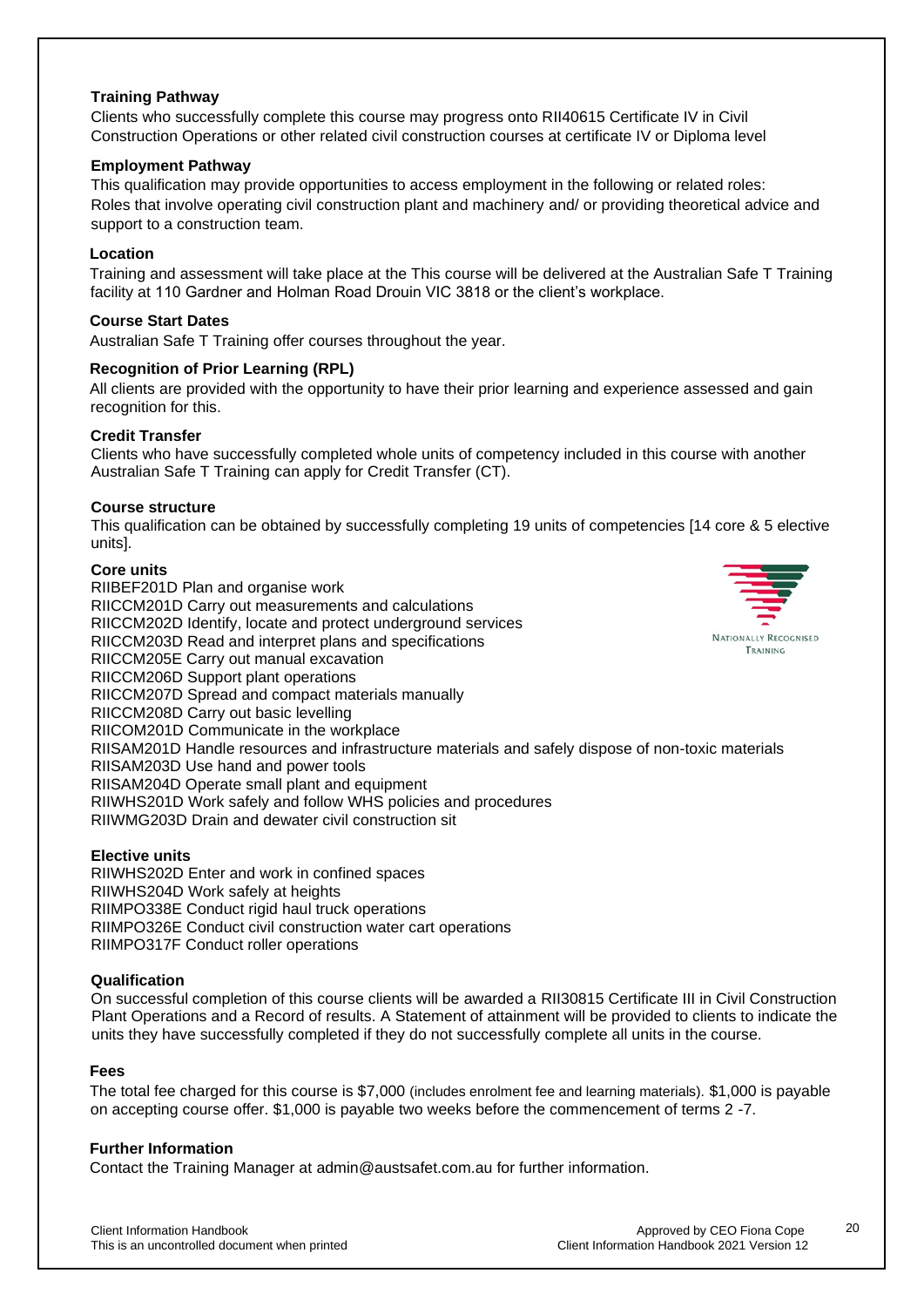**Training Pathway**

Clients who successfully complete this course may progress onto RII40615 Certificate IV in Civil Construction Operations or other related civil construction courses at certificate IV or Diploma level

**Employment Pathway**

This qualification may provide opportunities to access employment in the following or related roles: Roles that involve operating civil construction plant and machinery and/ or providing theoretical advice and support to a construction team.

**Location**

Training and assessment will take place at the This course will be delivered at the Australian Safe T Training facility at 110 Gardner and Holman Road Drouin VIC 3818 or the client's workplace.

**Course Start Dates**

Australian Safe T Training offer courses throughout the year.

**Recognition of Prior Learning (RPL)**

All clients are provided with the opportunity to have their prior learning and experience assessed and gain recognition for this.

**Credit Transfer**

Clients who have successfully completed whole units of competency included in this course with another Australian Safe T Training can apply for Credit Transfer (CT).

**Course structure**

This qualification can be obtained by successfully completing 19 units of competencies [14 core & 5 elective units].

**Core units**

RIIBEF201D Plan and organise work
RIICCM201D Carry out measurements and calculations
RIICCM202D Identify, locate and protect underground services
RIICCM203D Read and interpret plans and specifications
RIICCM205E Carry out manual excavation
RIICCM206D Support plant operations
RIICCM207D Spread and compact materials manually
RIICCM208D Carry out basic levelling
RIICOM201D Communicate in the workplace
RIISAM201D Handle resources and infrastructure materials and safely dispose of non-toxic materials
RIISAM203D Use hand and power tools
RIISAM204D Operate small plant and equipment
RIIWHS201D Work safely and follow WHS policies and procedures
RIIWMG203D Drain and dewater civil construction sit

**Elective units**

RIIWHS202D Enter and work in confined spaces
RIIWHS204D Work safely at heights
RIIMPO338E Conduct rigid haul truck operations
RIIMPO326E Conduct civil construction water cart operations
RIIMPO317F Conduct roller operations

**Qualification**

On successful completion of this course clients will be awarded a RII30815 Certificate III in Civil Construction Plant Operations and a Record of results. A Statement of attainment will be provided to clients to indicate the units they have successfully completed if they do not successfully complete all units in the course.

**Fees**

The total fee charged for this course is $7,000 (includes enrolment fee and learning materials). $1,000 is payable on accepting course offer. $1,000 is payable two weeks before the commencement of terms 2 -7.

**Further Information**

Contact the Training Manager at admin@austsafet.com.au for further information.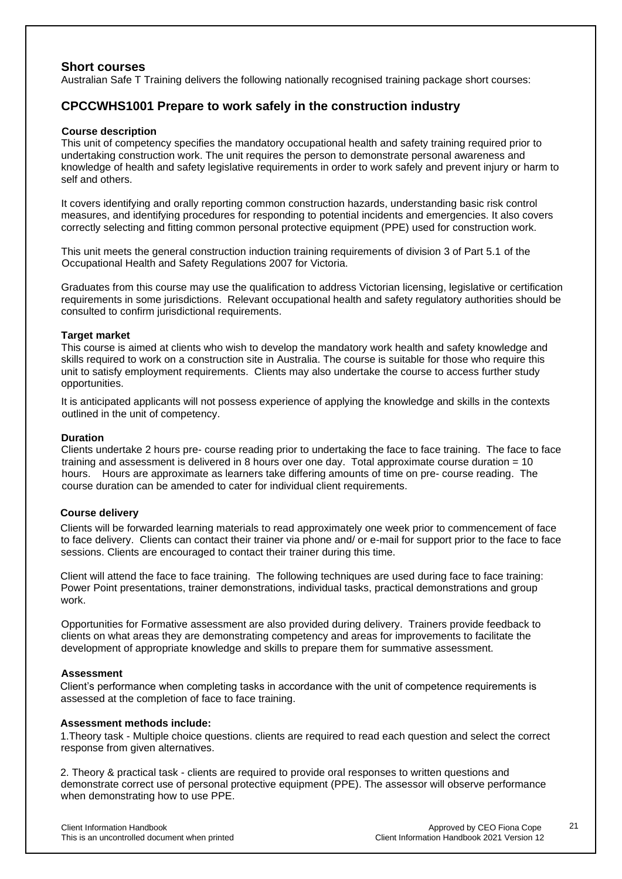## Short courses

Australian Safe T Training delivers the following nationally recognised training package short courses:

## CPCCWHS1001 Prepare to work safely in the construction industry

**Course description**

This unit of competency specifies the mandatory occupational health and safety training required prior to undertaking construction work. The unit requires the person to demonstrate personal awareness and knowledge of health and safety legislative requirements in order to work safely and prevent injury or harm to self and others.

It covers identifying and orally reporting common construction hazards, understanding basic risk control measures, and identifying procedures for responding to potential incidents and emergencies. It also covers correctly selecting and fitting common personal protective equipment (PPE) used for construction work.

This unit meets the general construction induction training requirements of division 3 of Part 5.1 of the Occupational Health and Safety Regulations 2007 for Victoria.

Graduates from this course may use the qualification to address Victorian licensing, legislative or certification requirements in some jurisdictions. Relevant occupational health and safety regulatory authorities should be consulted to confirm jurisdictional requirements.

**Target market**

This course is aimed at clients who wish to develop the mandatory work health and safety knowledge and skills required to work on a construction site in Australia. The course is suitable for those who require this unit to satisfy employment requirements. Clients may also undertake the course to access further study opportunities.

It is anticipated applicants will not possess experience of applying the knowledge and skills in the contexts outlined in the unit of competency.

**Duration**

Clients undertake 2 hours pre- course reading prior to undertaking the face to face training. The face to face training and assessment is delivered in 8 hours over one day. Total approximate course duration = 10 hours. Hours are approximate as learners take differing amounts of time on pre- course reading. The course duration can be amended to cater for individual client requirements.

**Course delivery**

Clients will be forwarded learning materials to read approximately one week prior to commencement of face to face delivery. Clients can contact their trainer via phone and/ or e-mail for support prior to the face to face sessions. Clients are encouraged to contact their trainer during this time.

Client will attend the face to face training. The following techniques are used during face to face training: Power Point presentations, trainer demonstrations, individual tasks, practical demonstrations and group work.

Opportunities for Formative assessment are also provided during delivery. Trainers provide feedback to clients on what areas they are demonstrating competency and areas for improvements to facilitate the development of appropriate knowledge and skills to prepare them for summative assessment.

**Assessment**

Client's performance when completing tasks in accordance with the unit of competence requirements is assessed at the completion of face to face training.

**Assessment methods include:**

1. Theory task - Multiple choice questions. clients are required to read each question and select the correct response from given alternatives.

2. Theory & practical task - clients are required to provide oral responses to written questions and demonstrate correct use of personal protective equipment (PPE). The assessor will observe performance when demonstrating how to use PPE.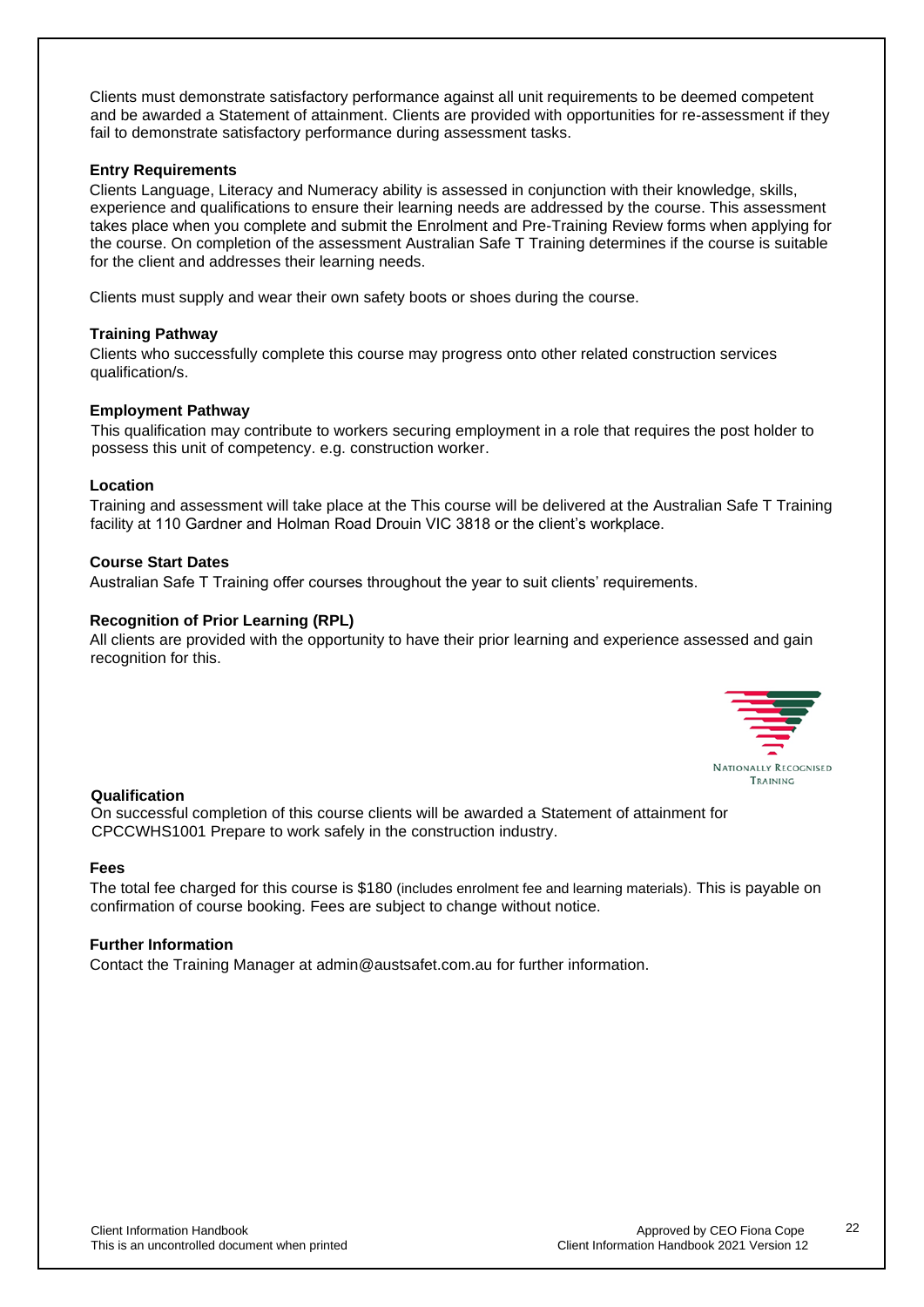Clients must demonstrate satisfactory performance against all unit requirements to be deemed competent and be awarded a Statement of attainment. Clients are provided with opportunities for re-assessment if they fail to demonstrate satisfactory performance during assessment tasks.

**Entry Requirements**

Clients Language, Literacy and Numeracy ability is assessed in conjunction with their knowledge, skills, experience and qualifications to ensure their learning needs are addressed by the course. This assessment takes place when you complete and submit the Enrolment and Pre-Training Review forms when applying for the course. On completion of the assessment Australian Safe T Training determines if the course is suitable for the client and addresses their learning needs.

Clients must supply and wear their own safety boots or shoes during the course.

**Training Pathway**

Clients who successfully complete this course may progress onto other related construction services qualification/s.

**Employment Pathway**

This qualification may contribute to workers securing employment in a role that requires the post holder to possess this unit of competency. e.g. construction worker.

**Location**

Training and assessment will take place at the This course will be delivered at the Australian Safe T Training facility at 110 Gardner and Holman Road Drouin VIC 3818 or the client's workplace.

**Course Start Dates**

Australian Safe T Training offer courses throughout the year to suit clients' requirements.

**Recognition of Prior Learning (RPL)**

All clients are provided with the opportunity to have their prior learning and experience assessed and gain recognition for this.

NATIONALLY RECOGNISED TRAINING

**Qualification**

On successful completion of this course clients will be awarded a Statement of attainment for CPCCWHS1001 Prepare to work safely in the construction industry.

**Fees**

The total fee charged for this course is $180 (includes enrolment fee and learning materials). This is payable on confirmation of course booking. Fees are subject to change without notice.

**Further Information**

Contact the Training Manager at admin@austsafet.com.au for further information.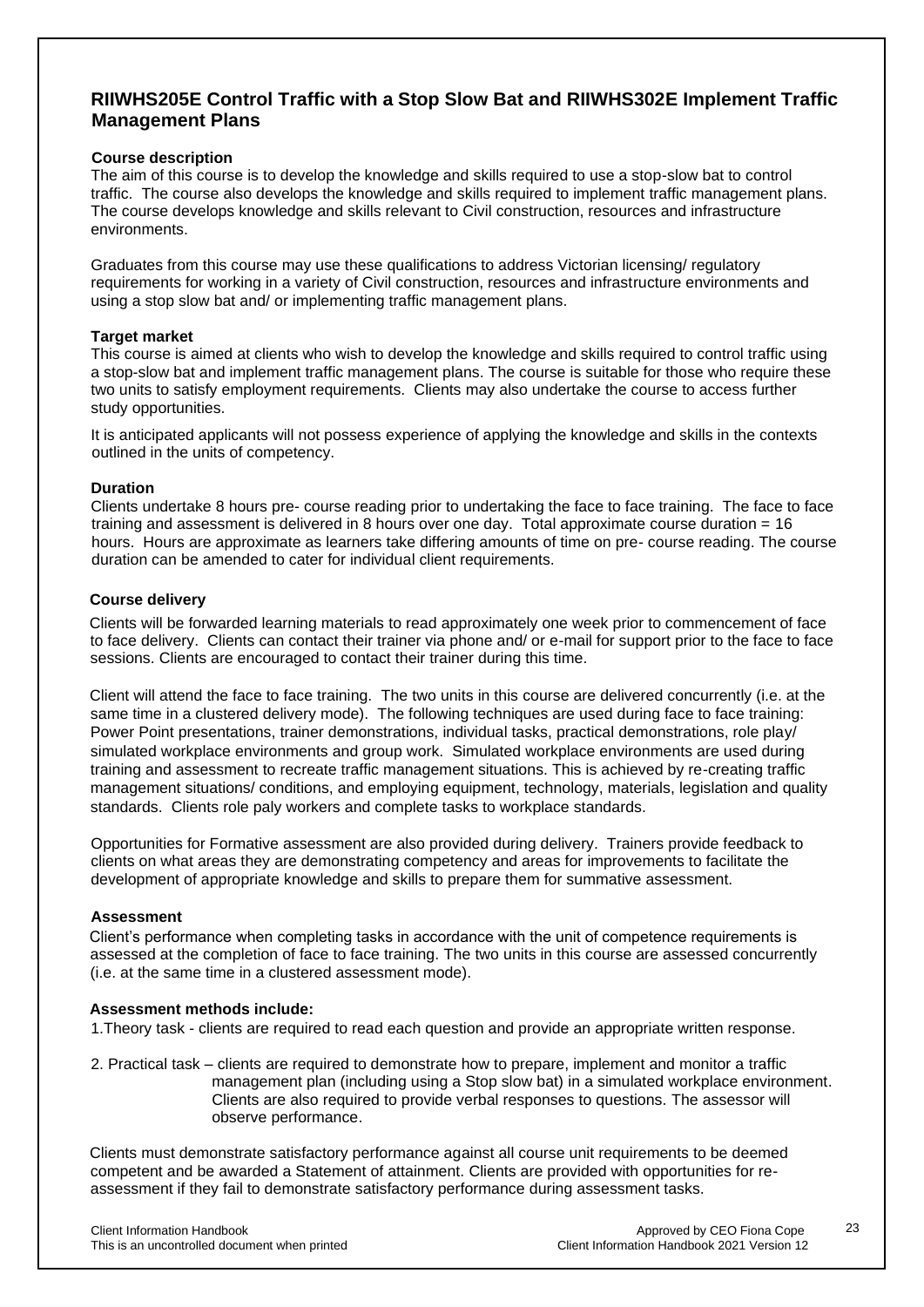## RIIWHS205E Control Traffic with a Stop Slow Bat and RIIWHS302E Implement Traffic Management Plans

### Course description

The aim of this course is to develop the knowledge and skills required to use a stop-slow bat to control traffic. The course also develops the knowledge and skills required to implement traffic management plans. The course develops knowledge and skills relevant to Civil construction, resources and infrastructure environments.

Graduates from this course may use these qualifications to address Victorian licensing/ regulatory requirements for working in a variety of Civil construction, resources and infrastructure environments and using a stop slow bat and/ or implementing traffic management plans.

### Target market

This course is aimed at clients who wish to develop the knowledge and skills required to control traffic using a stop-slow bat and implement traffic management plans. The course is suitable for those who require these two units to satisfy employment requirements. Clients may also undertake the course to access further study opportunities.

It is anticipated applicants will not possess experience of applying the knowledge and skills in the contexts outlined in the units of competency.

### Duration

Clients undertake 8 hours pre- course reading prior to undertaking the face to face training. The face to face training and assessment is delivered in 8 hours over one day. Total approximate course duration = 16 hours. Hours are approximate as learners take differing amounts of time on pre- course reading. The course duration can be amended to cater for individual client requirements.

### Course delivery

Clients will be forwarded learning materials to read approximately one week prior to commencement of face to face delivery. Clients can contact their trainer via phone and/ or e-mail for support prior to the face to face sessions. Clients are encouraged to contact their trainer during this time.

Client will attend the face to face training. The two units in this course are delivered concurrently (i.e. at the same time in a clustered delivery mode). The following techniques are used during face to face training: Power Point presentations, trainer demonstrations, individual tasks, practical demonstrations, role play/ simulated workplace environments and group work. Simulated workplace environments are used during training and assessment to recreate traffic management situations. This is achieved by re-creating traffic management situations/ conditions, and employing equipment, technology, materials, legislation and quality standards. Clients role paly workers and complete tasks to workplace standards.

Opportunities for Formative assessment are also provided during delivery. Trainers provide feedback to clients on what areas they are demonstrating competency and areas for improvements to facilitate the development of appropriate knowledge and skills to prepare them for summative assessment.

### Assessment

Client's performance when completing tasks in accordance with the unit of competence requirements is assessed at the completion of face to face training. The two units in this course are assessed concurrently (i.e. at the same time in a clustered assessment mode).

### Assessment methods include:

1. Theory task - clients are required to read each question and provide an appropriate written response.

2. Practical task – clients are required to demonstrate how to prepare, implement and monitor a traffic management plan (including using a Stop slow bat) in a simulated workplace environment. Clients are also required to provide verbal responses to questions. The assessor will observe performance.

Clients must demonstrate satisfactory performance against all course unit requirements to be deemed competent and be awarded a Statement of attainment. Clients are provided with opportunities for re-assessment if they fail to demonstrate satisfactory performance during assessment tasks.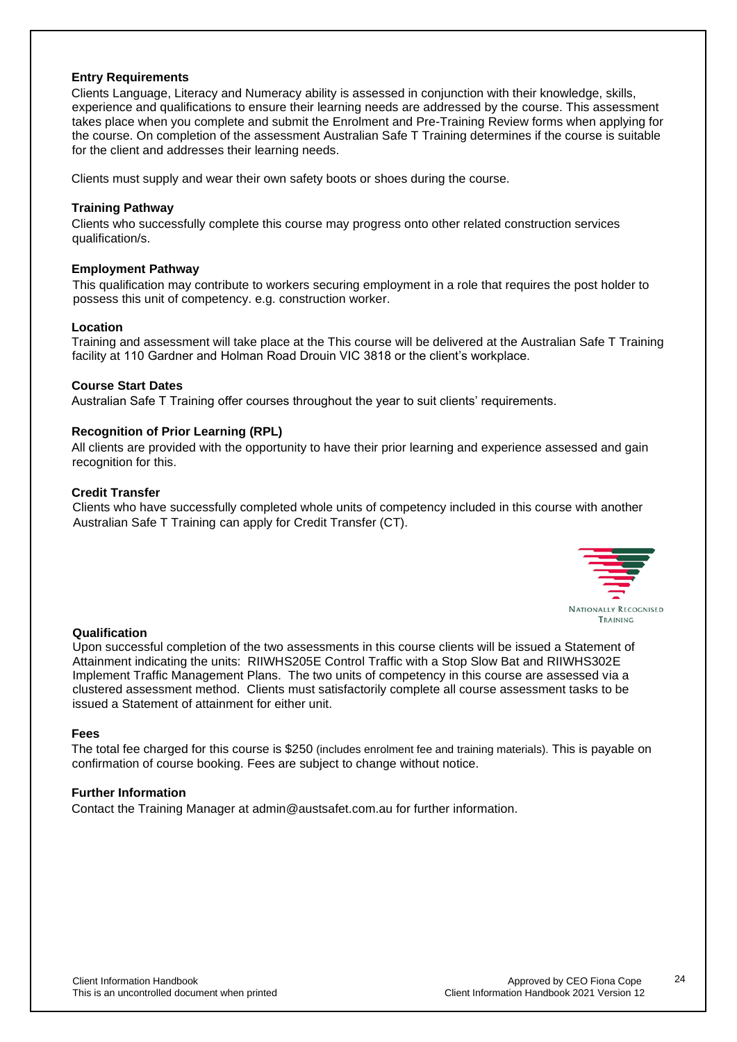**Entry Requirements**

Clients Language, Literacy and Numeracy ability is assessed in conjunction with their knowledge, skills, experience and qualifications to ensure their learning needs are addressed by the course. This assessment takes place when you complete and submit the Enrolment and Pre-Training Review forms when applying for the course. On completion of the assessment Australian Safe T Training determines if the course is suitable for the client and addresses their learning needs.

Clients must supply and wear their own safety boots or shoes during the course.

**Training Pathway**

Clients who successfully complete this course may progress onto other related construction services qualification/s.

**Employment Pathway**

This qualification may contribute to workers securing employment in a role that requires the post holder to possess this unit of competency. e.g. construction worker.

**Location**

Training and assessment will take place at the This course will be delivered at the Australian Safe T Training facility at 110 Gardner and Holman Road Drouin VIC 3818 or the client's workplace.

**Course Start Dates**

Australian Safe T Training offer courses throughout the year to suit clients' requirements.

**Recognition of Prior Learning (RPL)**

All clients are provided with the opportunity to have their prior learning and experience assessed and gain recognition for this.

**Credit Transfer**

Clients who have successfully completed whole units of competency included in this course with another Australian Safe T Training can apply for Credit Transfer (CT).

NATIONALLY RECOGNISED TRAINING

**Qualification**

Upon successful completion of the two assessments in this course clients will be issued a Statement of Attainment indicating the units: RIIWHS205E Control Traffic with a Stop Slow Bat and RIIWHS302E Implement Traffic Management Plans. The two units of competency in this course are assessed via a clustered assessment method. Clients must satisfactorily complete all course assessment tasks to be issued a Statement of attainment for either unit.

**Fees**

The total fee charged for this course is $250 (includes enrolment fee and training materials). This is payable on confirmation of course booking. Fees are subject to change without notice.

**Further Information**

Contact the Training Manager at admin@austsafet.com.au for further information.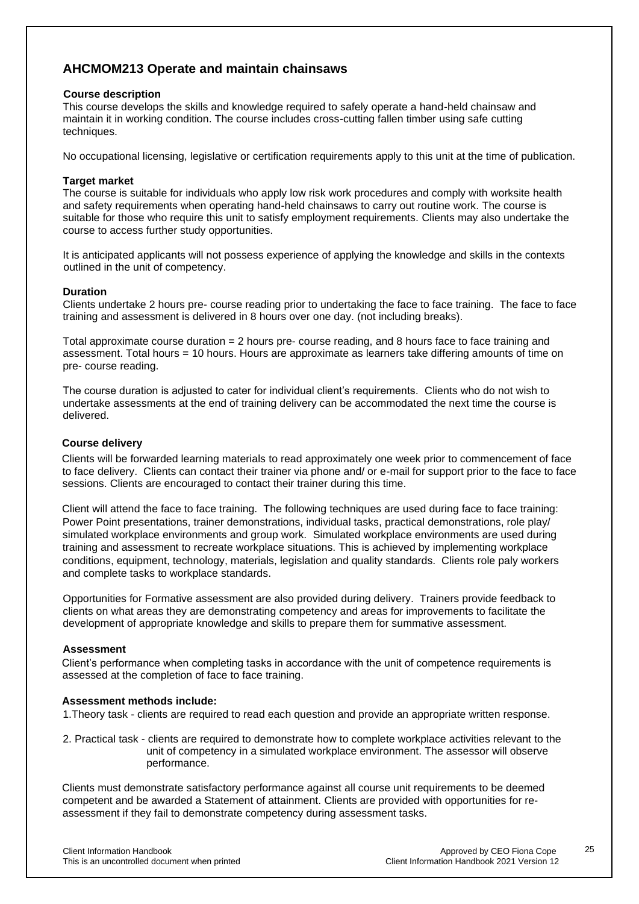## AHCMOM213 Operate and maintain chainsaws

### Course description

This course develops the skills and knowledge required to safely operate a hand-held chainsaw and maintain it in working condition. The course includes cross-cutting fallen timber using safe cutting techniques.

No occupational licensing, legislative or certification requirements apply to this unit at the time of publication.

### Target market

The course is suitable for individuals who apply low risk work procedures and comply with worksite health and safety requirements when operating hand-held chainsaws to carry out routine work. The course is suitable for those who require this unit to satisfy employment requirements. Clients may also undertake the course to access further study opportunities.

It is anticipated applicants will not possess experience of applying the knowledge and skills in the contexts outlined in the unit of competency.

### Duration

Clients undertake 2 hours pre- course reading prior to undertaking the face to face training. The face to face training and assessment is delivered in 8 hours over one day. (not including breaks).

Total approximate course duration = 2 hours pre- course reading, and 8 hours face to face training and assessment. Total hours = 10 hours. Hours are approximate as learners take differing amounts of time on pre- course reading.

The course duration is adjusted to cater for individual client's requirements. Clients who do not wish to undertake assessments at the end of training delivery can be accommodated the next time the course is delivered.

### Course delivery

Clients will be forwarded learning materials to read approximately one week prior to commencement of face to face delivery. Clients can contact their trainer via phone and/ or e-mail for support prior to the face to face sessions. Clients are encouraged to contact their trainer during this time.

Client will attend the face to face training. The following techniques are used during face to face training: Power Point presentations, trainer demonstrations, individual tasks, practical demonstrations, role play/ simulated workplace environments and group work. Simulated workplace environments are used during training and assessment to recreate workplace situations. This is achieved by implementing workplace conditions, equipment, technology, materials, legislation and quality standards. Clients role paly workers and complete tasks to workplace standards.

Opportunities for Formative assessment are also provided during delivery. Trainers provide feedback to clients on what areas they are demonstrating competency and areas for improvements to facilitate the development of appropriate knowledge and skills to prepare them for summative assessment.

### Assessment

Client's performance when completing tasks in accordance with the unit of competence requirements is assessed at the completion of face to face training.

### Assessment methods include:

1. Theory task - clients are required to read each question and provide an appropriate written response.

2. Practical task - clients are required to demonstrate how to complete workplace activities relevant to the unit of competency in a simulated workplace environment. The assessor will observe performance.

Clients must demonstrate satisfactory performance against all course unit requirements to be deemed competent and be awarded a Statement of attainment. Clients are provided with opportunities for re-assessment if they fail to demonstrate competency during assessment tasks.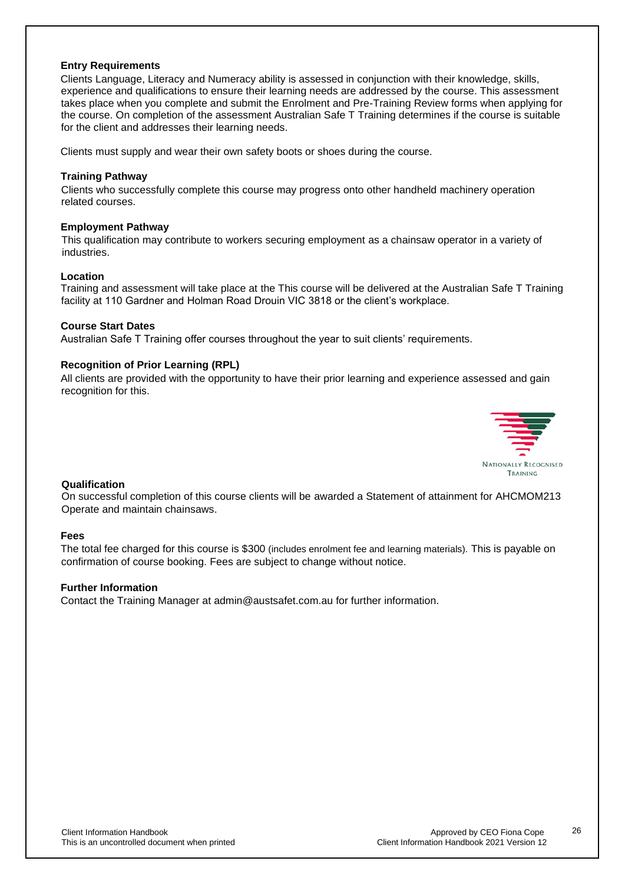### Entry Requirements

Clients Language, Literacy and Numeracy ability is assessed in conjunction with their knowledge, skills, experience and qualifications to ensure their learning needs are addressed by the course. This assessment takes place when you complete and submit the Enrolment and Pre-Training Review forms when applying for the course. On completion of the assessment Australian Safe T Training determines if the course is suitable for the client and addresses their learning needs.

Clients must supply and wear their own safety boots or shoes during the course.

### Training Pathway

Clients who successfully complete this course may progress onto other handheld machinery operation related courses.

### Employment Pathway

This qualification may contribute to workers securing employment as a chainsaw operator in a variety of industries.

### Location

Training and assessment will take place at the This course will be delivered at the Australian Safe T Training facility at 110 Gardner and Holman Road Drouin VIC 3818 or the client's workplace.

### Course Start Dates

Australian Safe T Training offer courses throughout the year to suit clients' requirements.

### Recognition of Prior Learning (RPL)

All clients are provided with the opportunity to have their prior learning and experience assessed and gain recognition for this.

NATIONALLY RECOGNISED TRAINING

### Qualification

On successful completion of this course clients will be awarded a Statement of attainment for AHCMOM213 Operate and maintain chainsaws.

### Fees

The total fee charged for this course is $300 (includes enrolment fee and learning materials). This is payable on confirmation of course booking. Fees are subject to change without notice.

### Further Information

Contact the Training Manager at admin@austsafet.com.au for further information.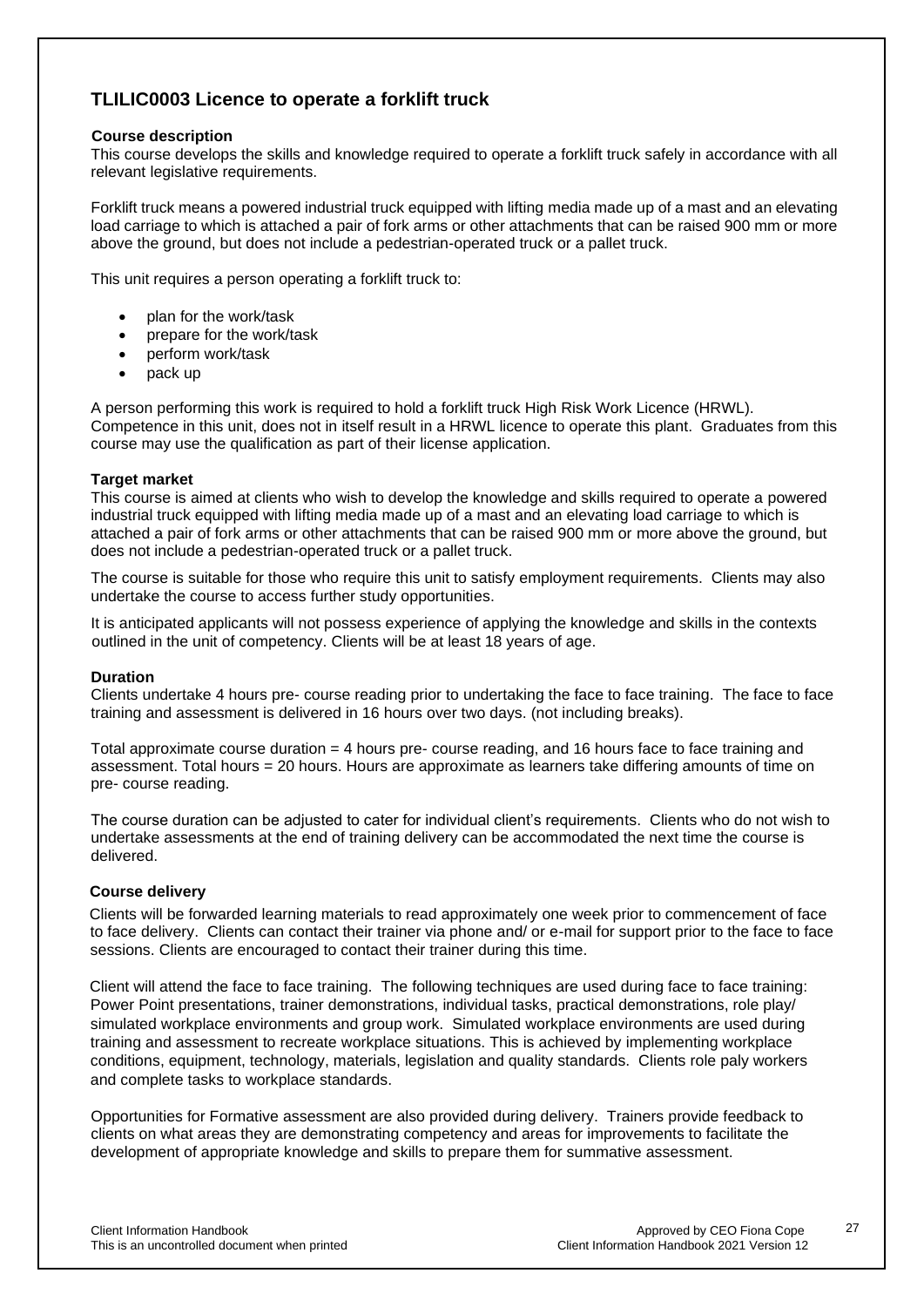## TLILIC0003 Licence to operate a forklift truck

**Course description**

This course develops the skills and knowledge required to operate a forklift truck safely in accordance with all relevant legislative requirements.

Forklift truck means a powered industrial truck equipped with lifting media made up of a mast and an elevating load carriage to which is attached a pair of fork arms or other attachments that can be raised 900 mm or more above the ground, but does not include a pedestrian-operated truck or a pallet truck.

This unit requires a person operating a forklift truck to:

- plan for the work/task
- prepare for the work/task
- perform work/task
- pack up

A person performing this work is required to hold a forklift truck High Risk Work Licence (HRWL). Competence in this unit, does not in itself result in a HRWL licence to operate this plant. Graduates from this course may use the qualification as part of their license application.

**Target market**

This course is aimed at clients who wish to develop the knowledge and skills required to operate a powered industrial truck equipped with lifting media made up of a mast and an elevating load carriage to which is attached a pair of fork arms or other attachments that can be raised 900 mm or more above the ground, but does not include a pedestrian-operated truck or a pallet truck.

The course is suitable for those who require this unit to satisfy employment requirements. Clients may also undertake the course to access further study opportunities.

It is anticipated applicants will not possess experience of applying the knowledge and skills in the contexts outlined in the unit of competency. Clients will be at least 18 years of age.

**Duration**

Clients undertake 4 hours pre- course reading prior to undertaking the face to face training. The face to face training and assessment is delivered in 16 hours over two days. (not including breaks).

Total approximate course duration = 4 hours pre- course reading, and 16 hours face to face training and assessment. Total hours = 20 hours. Hours are approximate as learners take differing amounts of time on pre- course reading.

The course duration can be adjusted to cater for individual client's requirements. Clients who do not wish to undertake assessments at the end of training delivery can be accommodated the next time the course is delivered.

**Course delivery**

Clients will be forwarded learning materials to read approximately one week prior to commencement of face to face delivery. Clients can contact their trainer via phone and/ or e-mail for support prior to the face to face sessions. Clients are encouraged to contact their trainer during this time.

Client will attend the face to face training. The following techniques are used during face to face training: Power Point presentations, trainer demonstrations, individual tasks, practical demonstrations, role play/ simulated workplace environments and group work. Simulated workplace environments are used during training and assessment to recreate workplace situations. This is achieved by implementing workplace conditions, equipment, technology, materials, legislation and quality standards. Clients role paly workers and complete tasks to workplace standards.

Opportunities for Formative assessment are also provided during delivery. Trainers provide feedback to clients on what areas they are demonstrating competency and areas for improvements to facilitate the development of appropriate knowledge and skills to prepare them for summative assessment.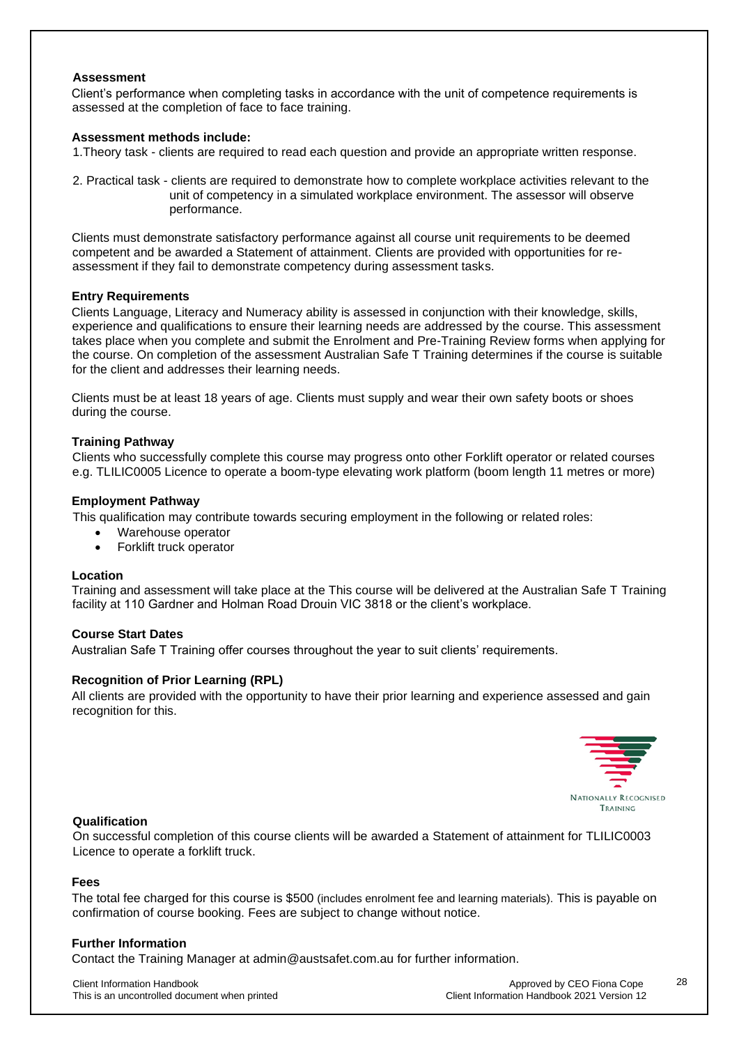**Assessment**

Client's performance when completing tasks in accordance with the unit of competence requirements is assessed at the completion of face to face training.

**Assessment methods include:**

1. Theory task - clients are required to read each question and provide an appropriate written response.

2. Practical task - clients are required to demonstrate how to complete workplace activities relevant to the unit of competency in a simulated workplace environment. The assessor will observe performance.

Clients must demonstrate satisfactory performance against all course unit requirements to be deemed competent and be awarded a Statement of attainment. Clients are provided with opportunities for re-assessment if they fail to demonstrate competency during assessment tasks.

**Entry Requirements**

Clients Language, Literacy and Numeracy ability is assessed in conjunction with their knowledge, skills, experience and qualifications to ensure their learning needs are addressed by the course. This assessment takes place when you complete and submit the Enrolment and Pre-Training Review forms when applying for the course. On completion of the assessment Australian Safe T Training determines if the course is suitable for the client and addresses their learning needs.

Clients must be at least 18 years of age. Clients must supply and wear their own safety boots or shoes during the course.

**Training Pathway**

Clients who successfully complete this course may progress onto other Forklift operator or related courses e.g. TLILIC0005 Licence to operate a boom-type elevating work platform (boom length 11 metres or more)

**Employment Pathway**

This qualification may contribute towards securing employment in the following or related roles:

- Warehouse operator
- Forklift truck operator

**Location**

Training and assessment will take place at the This course will be delivered at the Australian Safe T Training facility at 110 Gardner and Holman Road Drouin VIC 3818 or the client's workplace.

**Course Start Dates**

Australian Safe T Training offer courses throughout the year to suit clients' requirements.

**Recognition of Prior Learning (RPL)**

All clients are provided with the opportunity to have their prior learning and experience assessed and gain recognition for this.

NATIONALLY RECOGNISED TRAINING

**Qualification**

On successful completion of this course clients will be awarded a Statement of attainment for TLILIC0003 Licence to operate a forklift truck.

**Fees**

The total fee charged for this course is $500 (includes enrolment fee and learning materials). This is payable on confirmation of course booking. Fees are subject to change without notice.

**Further Information**

Contact the Training Manager at admin@austsafet.com.au for further information.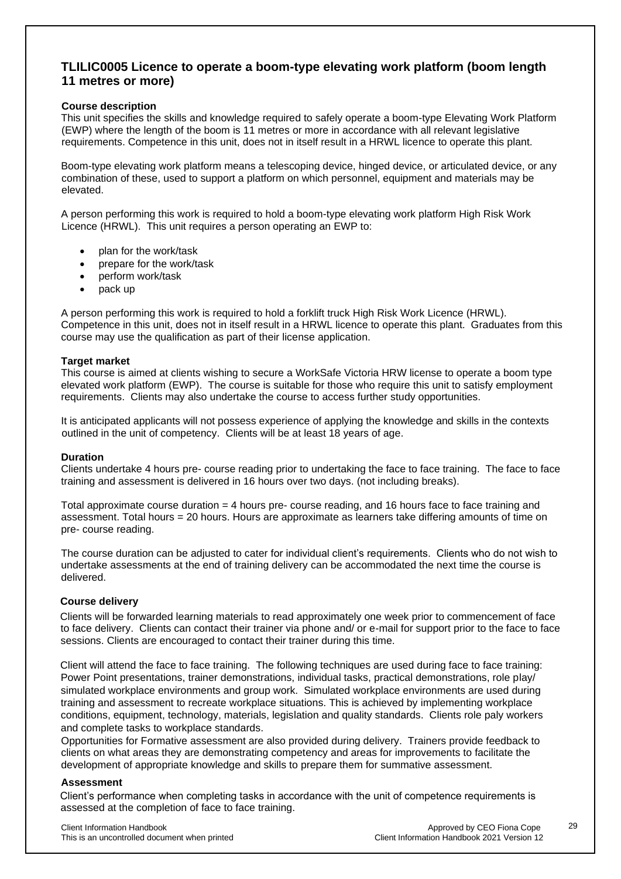## TLILIC0005 Licence to operate a boom-type elevating work platform (boom length 11 metres or more)

**Course description**

This unit specifies the skills and knowledge required to safely operate a boom-type Elevating Work Platform (EWP) where the length of the boom is 11 metres or more in accordance with all relevant legislative requirements. Competence in this unit, does not in itself result in a HRWL licence to operate this plant.

Boom-type elevating work platform means a telescoping device, hinged device, or articulated device, or any combination of these, used to support a platform on which personnel, equipment and materials may be elevated.

A person performing this work is required to hold a boom-type elevating work platform High Risk Work Licence (HRWL). This unit requires a person operating an EWP to:

- plan for the work/task
- prepare for the work/task
- perform work/task
- pack up

A person performing this work is required to hold a forklift truck High Risk Work Licence (HRWL). Competence in this unit, does not in itself result in a HRWL licence to operate this plant. Graduates from this course may use the qualification as part of their license application.

**Target market**

This course is aimed at clients wishing to secure a WorkSafe Victoria HRW license to operate a boom type elevated work platform (EWP). The course is suitable for those who require this unit to satisfy employment requirements. Clients may also undertake the course to access further study opportunities.

It is anticipated applicants will not possess experience of applying the knowledge and skills in the contexts outlined in the unit of competency. Clients will be at least 18 years of age.

**Duration**

Clients undertake 4 hours pre- course reading prior to undertaking the face to face training. The face to face training and assessment is delivered in 16 hours over two days. (not including breaks).

Total approximate course duration = 4 hours pre- course reading, and 16 hours face to face training and assessment. Total hours = 20 hours. Hours are approximate as learners take differing amounts of time on pre- course reading.

The course duration can be adjusted to cater for individual client's requirements. Clients who do not wish to undertake assessments at the end of training delivery can be accommodated the next time the course is delivered.

**Course delivery**

Clients will be forwarded learning materials to read approximately one week prior to commencement of face to face delivery. Clients can contact their trainer via phone and/ or e-mail for support prior to the face to face sessions. Clients are encouraged to contact their trainer during this time.

Client will attend the face to face training. The following techniques are used during face to face training: Power Point presentations, trainer demonstrations, individual tasks, practical demonstrations, role play/ simulated workplace environments and group work. Simulated workplace environments are used during training and assessment to recreate workplace situations. This is achieved by implementing workplace conditions, equipment, technology, materials, legislation and quality standards. Clients role paly workers and complete tasks to workplace standards.

Opportunities for Formative assessment are also provided during delivery. Trainers provide feedback to clients on what areas they are demonstrating competency and areas for improvements to facilitate the development of appropriate knowledge and skills to prepare them for summative assessment.

**Assessment**

Client's performance when completing tasks in accordance with the unit of competence requirements is assessed at the completion of face to face training.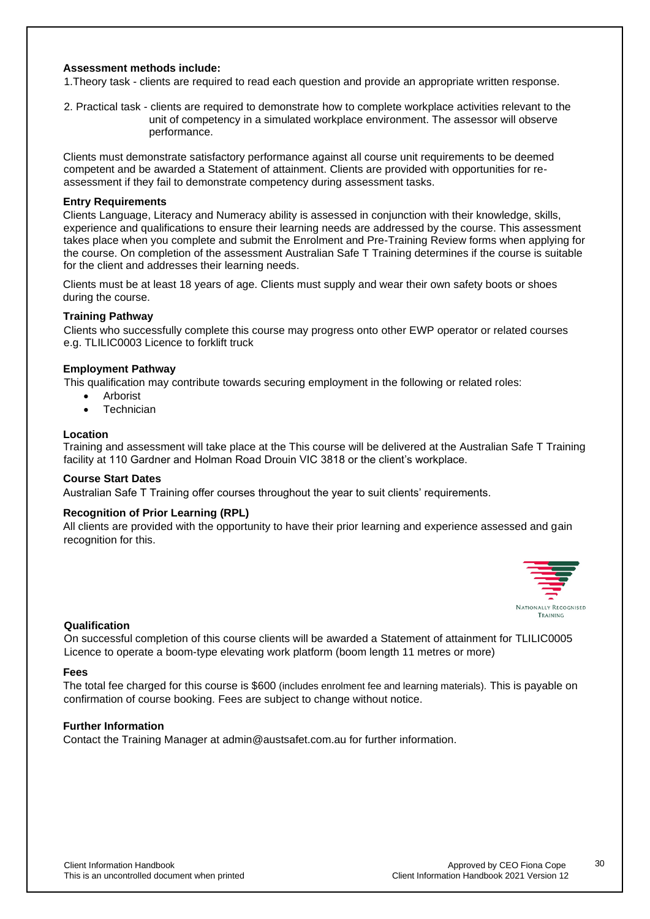**Assessment methods include:**

1.Theory task - clients are required to read each question and provide an appropriate written response.

2. Practical task - clients are required to demonstrate how to complete workplace activities relevant to the unit of competency in a simulated workplace environment. The assessor will observe performance.

Clients must demonstrate satisfactory performance against all course unit requirements to be deemed competent and be awarded a Statement of attainment. Clients are provided with opportunities for re-assessment if they fail to demonstrate competency during assessment tasks.

**Entry Requirements**

Clients Language, Literacy and Numeracy ability is assessed in conjunction with their knowledge, skills, experience and qualifications to ensure their learning needs are addressed by the course. This assessment takes place when you complete and submit the Enrolment and Pre-Training Review forms when applying for the course. On completion of the assessment Australian Safe T Training determines if the course is suitable for the client and addresses their learning needs.

Clients must be at least 18 years of age. Clients must supply and wear their own safety boots or shoes during the course.

**Training Pathway**

Clients who successfully complete this course may progress onto other EWP operator or related courses e.g. TLILIC0003 Licence to forklift truck

**Employment Pathway**

This qualification may contribute towards securing employment in the following or related roles:

- Arborist
- Technician

**Location**

Training and assessment will take place at the This course will be delivered at the Australian Safe T Training facility at 110 Gardner and Holman Road Drouin VIC 3818 or the client's workplace.

**Course Start Dates**

Australian Safe T Training offer courses throughout the year to suit clients' requirements.

**Recognition of Prior Learning (RPL)**

All clients are provided with the opportunity to have their prior learning and experience assessed and gain recognition for this.

NATIONALLY RECOGNISED TRAINING

**Qualification**

On successful completion of this course clients will be awarded a Statement of attainment for TLILIC0005 Licence to operate a boom-type elevating work platform (boom length 11 metres or more)

**Fees**

The total fee charged for this course is $600 (includes enrolment fee and learning materials). This is payable on confirmation of course booking. Fees are subject to change without notice.

**Further Information**

Contact the Training Manager at admin@austsafet.com.au for further information.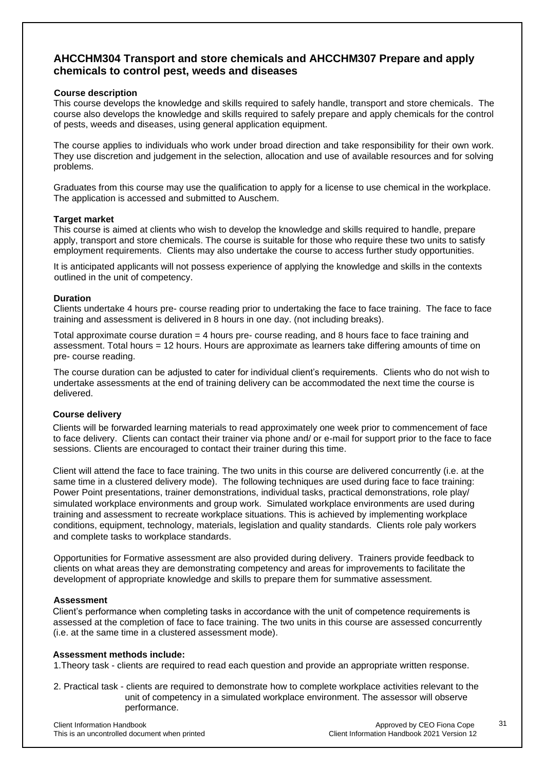## AHCCHM304 Transport and store chemicals and AHCCHM307 Prepare and apply chemicals to control pest, weeds and diseases

**Course description**

This course develops the knowledge and skills required to safely handle, transport and store chemicals. The course also develops the knowledge and skills required to safely prepare and apply chemicals for the control of pests, weeds and diseases, using general application equipment.

The course applies to individuals who work under broad direction and take responsibility for their own work. They use discretion and judgement in the selection, allocation and use of available resources and for solving problems.

Graduates from this course may use the qualification to apply for a license to use chemical in the workplace. The application is accessed and submitted to Auschem.

**Target market**

This course is aimed at clients who wish to develop the knowledge and skills required to handle, prepare apply, transport and store chemicals. The course is suitable for those who require these two units to satisfy employment requirements. Clients may also undertake the course to access further study opportunities.

It is anticipated applicants will not possess experience of applying the knowledge and skills in the contexts outlined in the unit of competency.

**Duration**

Clients undertake 4 hours pre- course reading prior to undertaking the face to face training. The face to face training and assessment is delivered in 8 hours in one day. (not including breaks).

Total approximate course duration = 4 hours pre- course reading, and 8 hours face to face training and assessment. Total hours = 12 hours. Hours are approximate as learners take differing amounts of time on pre- course reading.

The course duration can be adjusted to cater for individual client's requirements. Clients who do not wish to undertake assessments at the end of training delivery can be accommodated the next time the course is delivered.

**Course delivery**

Clients will be forwarded learning materials to read approximately one week prior to commencement of face to face delivery. Clients can contact their trainer via phone and/ or e-mail for support prior to the face to face sessions. Clients are encouraged to contact their trainer during this time.

Client will attend the face to face training. The two units in this course are delivered concurrently (i.e. at the same time in a clustered delivery mode). The following techniques are used during face to face training: Power Point presentations, trainer demonstrations, individual tasks, practical demonstrations, role play/ simulated workplace environments and group work. Simulated workplace environments are used during training and assessment to recreate workplace situations. This is achieved by implementing workplace conditions, equipment, technology, materials, legislation and quality standards. Clients role paly workers and complete tasks to workplace standards.

Opportunities for Formative assessment are also provided during delivery. Trainers provide feedback to clients on what areas they are demonstrating competency and areas for improvements to facilitate the development of appropriate knowledge and skills to prepare them for summative assessment.

**Assessment**

Client's performance when completing tasks in accordance with the unit of competence requirements is assessed at the completion of face to face training. The two units in this course are assessed concurrently (i.e. at the same time in a clustered assessment mode).

**Assessment methods include:**

1. Theory task - clients are required to read each question and provide an appropriate written response.

2. Practical task - clients are required to demonstrate how to complete workplace activities relevant to the unit of competency in a simulated workplace environment. The assessor will observe performance.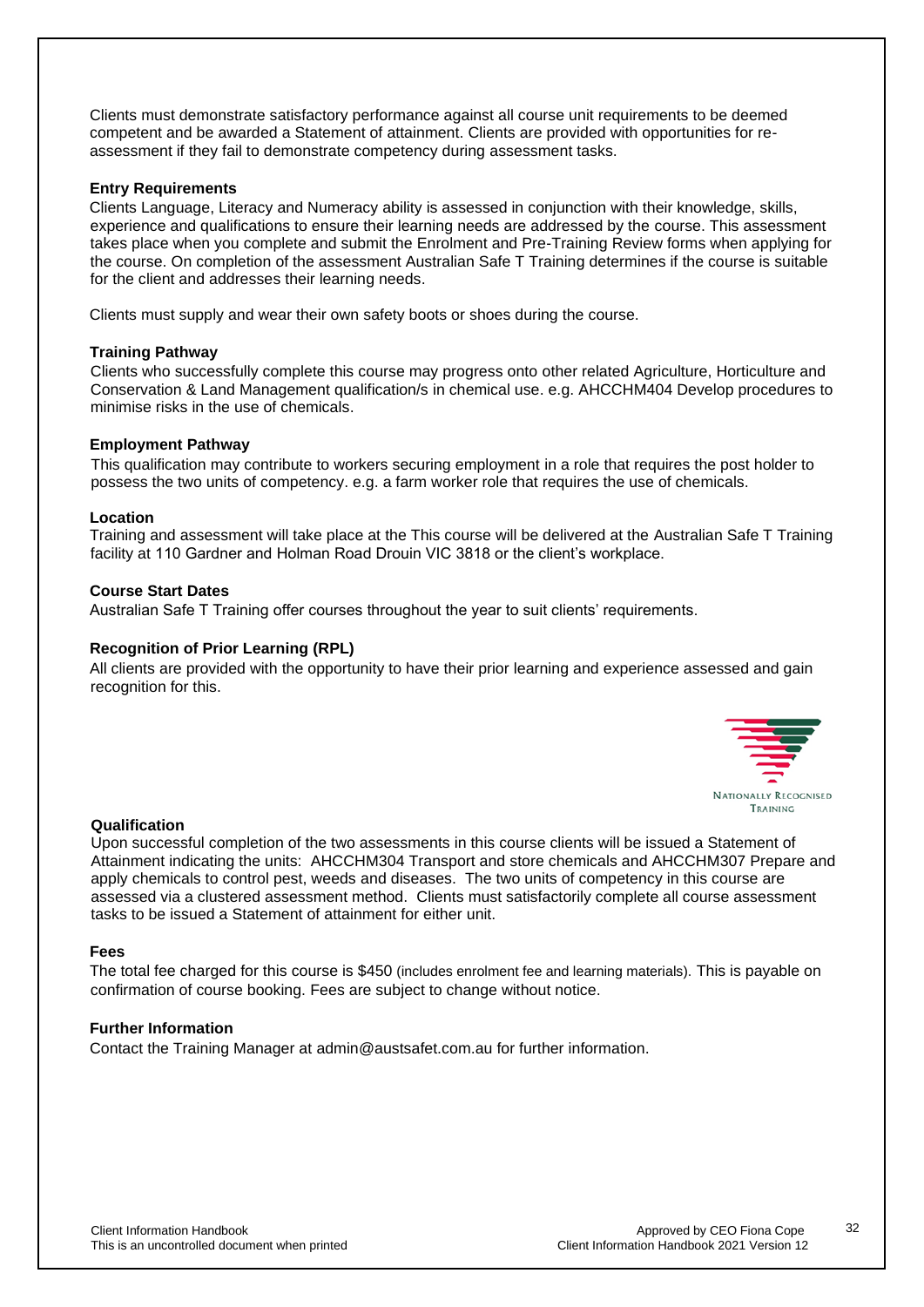Clients must demonstrate satisfactory performance against all course unit requirements to be deemed competent and be awarded a Statement of attainment. Clients are provided with opportunities for re-assessment if they fail to demonstrate competency during assessment tasks.

**Entry Requirements**

Clients Language, Literacy and Numeracy ability is assessed in conjunction with their knowledge, skills, experience and qualifications to ensure their learning needs are addressed by the course. This assessment takes place when you complete and submit the Enrolment and Pre-Training Review forms when applying for the course. On completion of the assessment Australian Safe T Training determines if the course is suitable for the client and addresses their learning needs.

Clients must supply and wear their own safety boots or shoes during the course.

**Training Pathway**

Clients who successfully complete this course may progress onto other related Agriculture, Horticulture and Conservation & Land Management qualification/s in chemical use. e.g. AHCCHM404 Develop procedures to minimise risks in the use of chemicals.

**Employment Pathway**

This qualification may contribute to workers securing employment in a role that requires the post holder to possess the two units of competency. e.g. a farm worker role that requires the use of chemicals.

**Location**

Training and assessment will take place at the This course will be delivered at the Australian Safe T Training facility at 110 Gardner and Holman Road Drouin VIC 3818 or the client's workplace.

**Course Start Dates**

Australian Safe T Training offer courses throughout the year to suit clients' requirements.

**Recognition of Prior Learning (RPL)**

All clients are provided with the opportunity to have their prior learning and experience assessed and gain recognition for this.

NATIONALLY RECOGNISED TRAINING

**Qualification**

Upon successful completion of the two assessments in this course clients will be issued a Statement of Attainment indicating the units: AHCCHM304 Transport and store chemicals and AHCCHM307 Prepare and apply chemicals to control pest, weeds and diseases. The two units of competency in this course are assessed via a clustered assessment method. Clients must satisfactorily complete all course assessment tasks to be issued a Statement of attainment for either unit.

**Fees**

The total fee charged for this course is $450 (includes enrolment fee and learning materials). This is payable on confirmation of course booking. Fees are subject to change without notice.

**Further Information**

Contact the Training Manager at admin@austsafet.com.au for further information.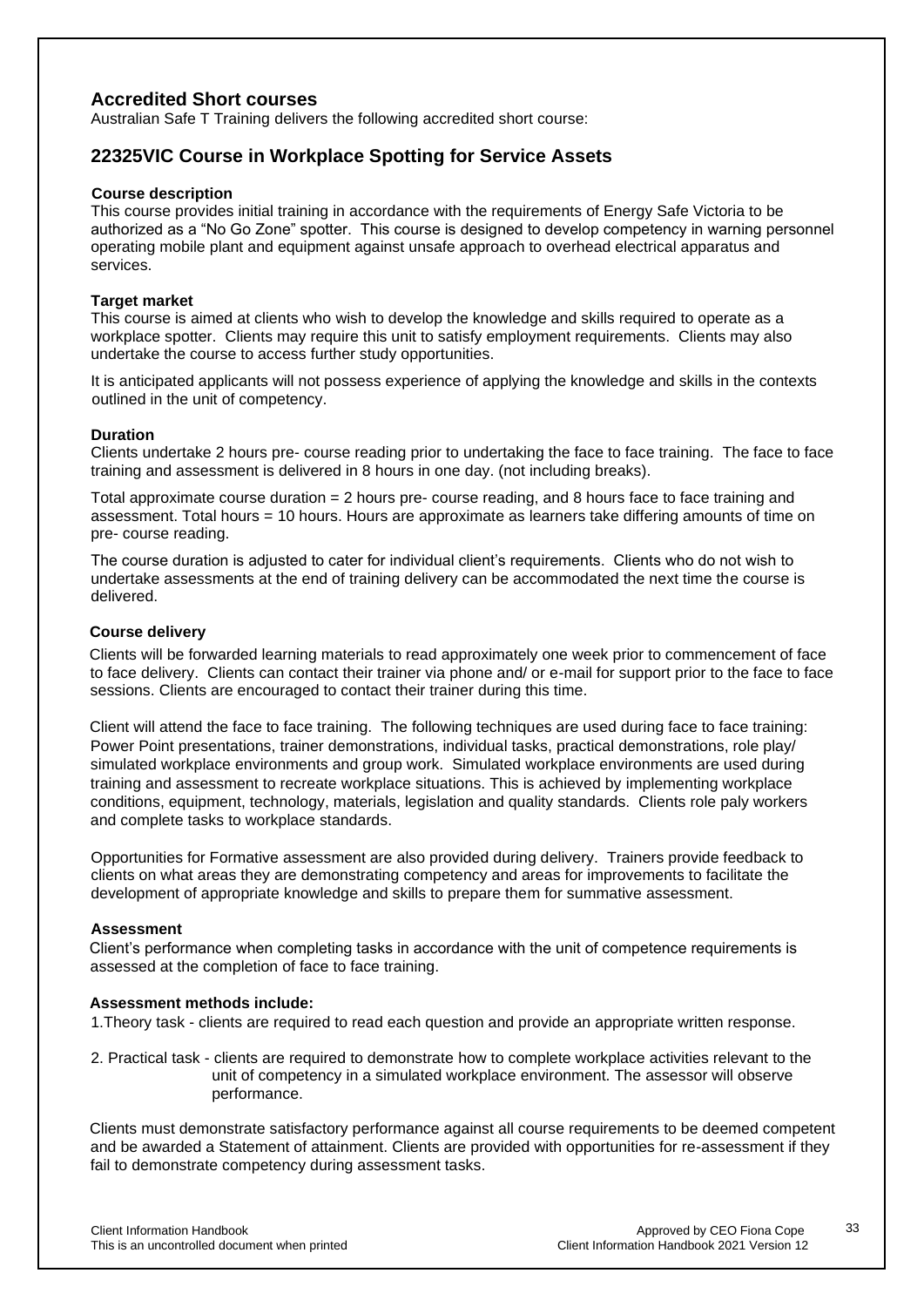## Accredited Short courses

Australian Safe T Training delivers the following accredited short course:

## 22325VIC Course in Workplace Spotting for Service Assets

### Course description

This course provides initial training in accordance with the requirements of Energy Safe Victoria to be authorized as a "No Go Zone" spotter. This course is designed to develop competency in warning personnel operating mobile plant and equipment against unsafe approach to overhead electrical apparatus and services.

### Target market

This course is aimed at clients who wish to develop the knowledge and skills required to operate as a workplace spotter. Clients may require this unit to satisfy employment requirements. Clients may also undertake the course to access further study opportunities.

It is anticipated applicants will not possess experience of applying the knowledge and skills in the contexts outlined in the unit of competency.

### Duration

Clients undertake 2 hours pre- course reading prior to undertaking the face to face training. The face to face training and assessment is delivered in 8 hours in one day. (not including breaks).

Total approximate course duration = 2 hours pre- course reading, and 8 hours face to face training and assessment. Total hours = 10 hours. Hours are approximate as learners take differing amounts of time on pre- course reading.

The course duration is adjusted to cater for individual client's requirements. Clients who do not wish to undertake assessments at the end of training delivery can be accommodated the next time the course is delivered.

### Course delivery

Clients will be forwarded learning materials to read approximately one week prior to commencement of face to face delivery. Clients can contact their trainer via phone and/ or e-mail for support prior to the face to face sessions. Clients are encouraged to contact their trainer during this time.

Client will attend the face to face training. The following techniques are used during face to face training: Power Point presentations, trainer demonstrations, individual tasks, practical demonstrations, role play/ simulated workplace environments and group work. Simulated workplace environments are used during training and assessment to recreate workplace situations. This is achieved by implementing workplace conditions, equipment, technology, materials, legislation and quality standards. Clients role paly workers and complete tasks to workplace standards.

Opportunities for Formative assessment are also provided during delivery. Trainers provide feedback to clients on what areas they are demonstrating competency and areas for improvements to facilitate the development of appropriate knowledge and skills to prepare them for summative assessment.

### Assessment

Client's performance when completing tasks in accordance with the unit of competence requirements is assessed at the completion of face to face training.

### Assessment methods include:

1. Theory task - clients are required to read each question and provide an appropriate written response.
2. Practical task - clients are required to demonstrate how to complete workplace activities relevant to the unit of competency in a simulated workplace environment. The assessor will observe performance.

Clients must demonstrate satisfactory performance against all course requirements to be deemed competent and be awarded a Statement of attainment. Clients are provided with opportunities for re-assessment if they fail to demonstrate competency during assessment tasks.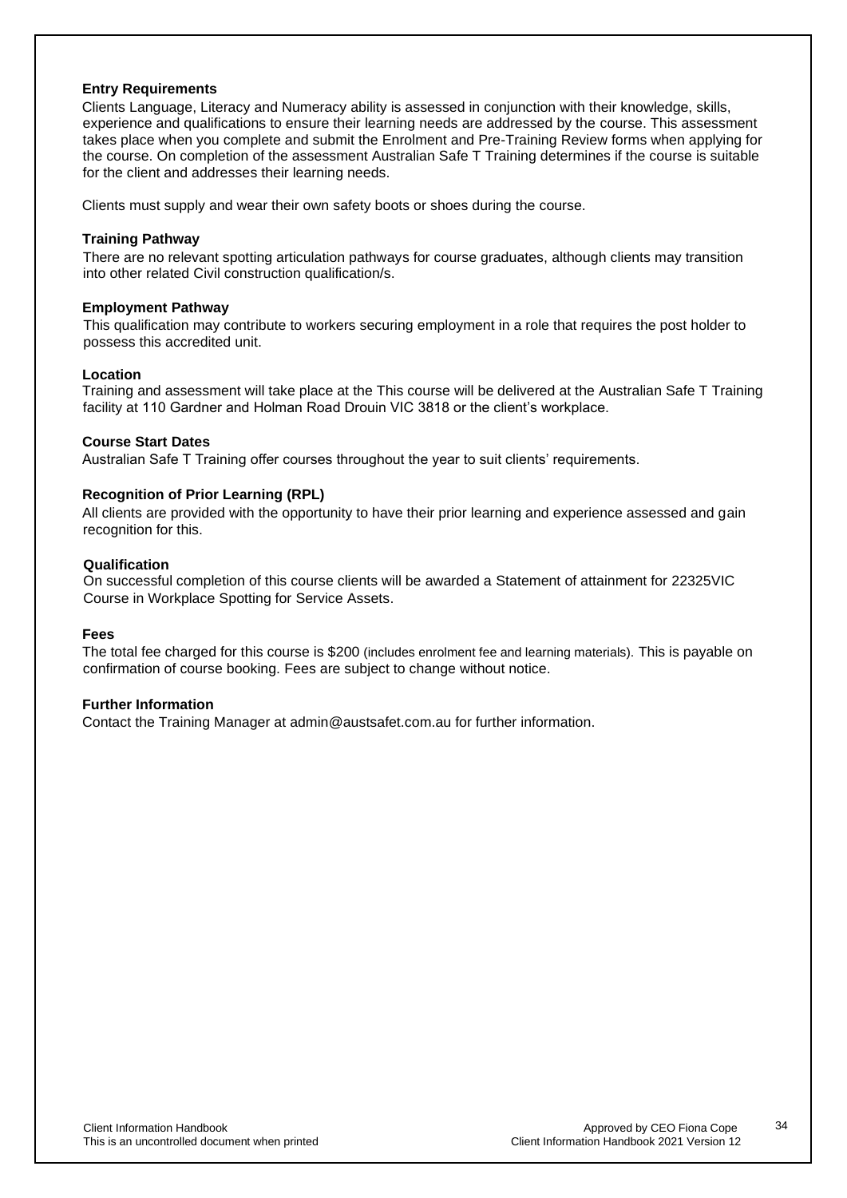**Entry Requirements**

Clients Language, Literacy and Numeracy ability is assessed in conjunction with their knowledge, skills, experience and qualifications to ensure their learning needs are addressed by the course. This assessment takes place when you complete and submit the Enrolment and Pre-Training Review forms when applying for the course. On completion of the assessment Australian Safe T Training determines if the course is suitable for the client and addresses their learning needs.

Clients must supply and wear their own safety boots or shoes during the course.

**Training Pathway**

There are no relevant spotting articulation pathways for course graduates, although clients may transition into other related Civil construction qualification/s.

**Employment Pathway**

This qualification may contribute to workers securing employment in a role that requires the post holder to possess this accredited unit.

**Location**

Training and assessment will take place at the This course will be delivered at the Australian Safe T Training facility at 110 Gardner and Holman Road Drouin VIC 3818 or the client's workplace.

**Course Start Dates**

Australian Safe T Training offer courses throughout the year to suit clients' requirements.

**Recognition of Prior Learning (RPL)**

All clients are provided with the opportunity to have their prior learning and experience assessed and gain recognition for this.

**Qualification**

On successful completion of this course clients will be awarded a Statement of attainment for 22325VIC Course in Workplace Spotting for Service Assets.

**Fees**

The total fee charged for this course is $200 (includes enrolment fee and learning materials). This is payable on confirmation of course booking. Fees are subject to change without notice.

**Further Information**

Contact the Training Manager at admin@austsafet.com.au for further information.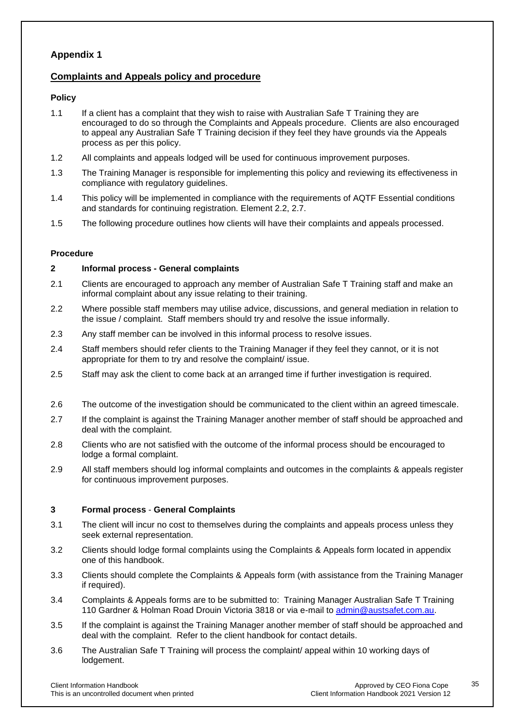## Appendix 1

## Complaints and Appeals policy and procedure

### Policy

1.1 If a client has a complaint that they wish to raise with Australian Safe T Training they are encouraged to do so through the Complaints and Appeals procedure. Clients are also encouraged to appeal any Australian Safe T Training decision if they feel they have grounds via the Appeals process as per this policy.

1.2 All complaints and appeals lodged will be used for continuous improvement purposes.

1.3 The Training Manager is responsible for implementing this policy and reviewing its effectiveness in compliance with regulatory guidelines.

1.4 This policy will be implemented in compliance with the requirements of AQTF Essential conditions and standards for continuing registration. Element 2.2, 2.7.

1.5 The following procedure outlines how clients will have their complaints and appeals processed.

### Procedure

**2 Informal process - General complaints**

2.1 Clients are encouraged to approach any member of Australian Safe T Training staff and make an informal complaint about any issue relating to their training.

2.2 Where possible staff members may utilise advice, discussions, and general mediation in relation to the issue / complaint. Staff members should try and resolve the issue informally.

2.3 Any staff member can be involved in this informal process to resolve issues.

2.4 Staff members should refer clients to the Training Manager if they feel they cannot, or it is not appropriate for them to try and resolve the complaint/ issue.

2.5 Staff may ask the client to come back at an arranged time if further investigation is required.

2.6 The outcome of the investigation should be communicated to the client within an agreed timescale.

2.7 If the complaint is against the Training Manager another member of staff should be approached and deal with the complaint.

2.8 Clients who are not satisfied with the outcome of the informal process should be encouraged to lodge a formal complaint.

2.9 All staff members should log informal complaints and outcomes in the complaints & appeals register for continuous improvement purposes.

**3 Formal process - General Complaints**

3.1 The client will incur no cost to themselves during the complaints and appeals process unless they seek external representation.

3.2 Clients should lodge formal complaints using the Complaints & Appeals form located in appendix one of this handbook.

3.3 Clients should complete the Complaints & Appeals form (with assistance from the Training Manager if required).

3.4 Complaints & Appeals forms are to be submitted to: Training Manager Australian Safe T Training 110 Gardner & Holman Road Drouin Victoria 3818 or via e-mail to admin@austsafet.com.au.

3.5 If the complaint is against the Training Manager another member of staff should be approached and deal with the complaint. Refer to the client handbook for contact details.

3.6 The Australian Safe T Training will process the complaint/ appeal within 10 working days of lodgement.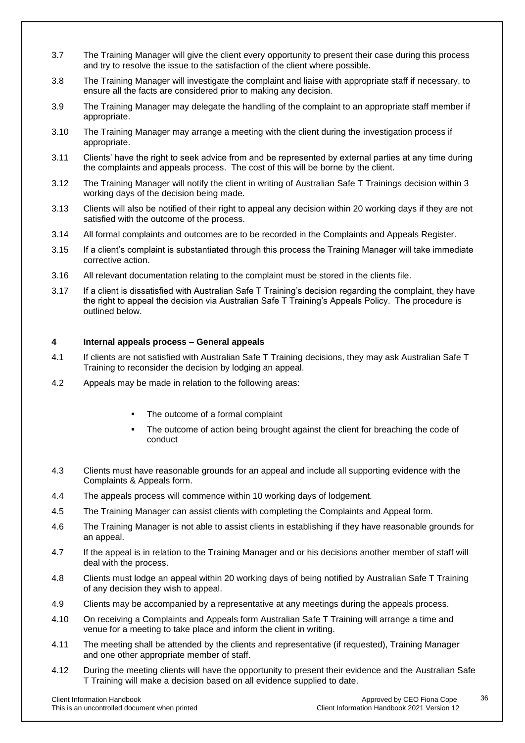3.7 The Training Manager will give the client every opportunity to present their case during this process and try to resolve the issue to the satisfaction of the client where possible.

3.8 The Training Manager will investigate the complaint and liaise with appropriate staff if necessary, to ensure all the facts are considered prior to making any decision.

3.9 The Training Manager may delegate the handling of the complaint to an appropriate staff member if appropriate.

3.10 The Training Manager may arrange a meeting with the client during the investigation process if appropriate.

3.11 Clients' have the right to seek advice from and be represented by external parties at any time during the complaints and appeals process. The cost of this will be borne by the client.

3.12 The Training Manager will notify the client in writing of Australian Safe T Trainings decision within 3 working days of the decision being made.

3.13 Clients will also be notified of their right to appeal any decision within 20 working days if they are not satisfied with the outcome of the process.

3.14 All formal complaints and outcomes are to be recorded in the Complaints and Appeals Register.

3.15 If a client's complaint is substantiated through this process the Training Manager will take immediate corrective action.

3.16 All relevant documentation relating to the complaint must be stored in the clients file.

3.17 If a client is dissatisfied with Australian Safe T Training's decision regarding the complaint, they have the right to appeal the decision via Australian Safe T Training's Appeals Policy. The procedure is outlined below.

#### 4 Internal appeals process – General appeals

4.1 If clients are not satisfied with Australian Safe T Training decisions, they may ask Australian Safe T Training to reconsider the decision by lodging an appeal.

4.2 Appeals may be made in relation to the following areas:

- The outcome of a formal complaint
- The outcome of action being brought against the client for breaching the code of conduct

4.3 Clients must have reasonable grounds for an appeal and include all supporting evidence with the Complaints & Appeals form.

4.4 The appeals process will commence within 10 working days of lodgement.

4.5 The Training Manager can assist clients with completing the Complaints and Appeal form.

4.6 The Training Manager is not able to assist clients in establishing if they have reasonable grounds for an appeal.

4.7 If the appeal is in relation to the Training Manager and or his decisions another member of staff will deal with the process.

4.8 Clients must lodge an appeal within 20 working days of being notified by Australian Safe T Training of any decision they wish to appeal.

4.9 Clients may be accompanied by a representative at any meetings during the appeals process.

4.10 On receiving a Complaints and Appeals form Australian Safe T Training will arrange a time and venue for a meeting to take place and inform the client in writing.

4.11 The meeting shall be attended by the clients and representative (if requested), Training Manager and one other appropriate member of staff.

4.12 During the meeting clients will have the opportunity to present their evidence and the Australian Safe T Training will make a decision based on all evidence supplied to date.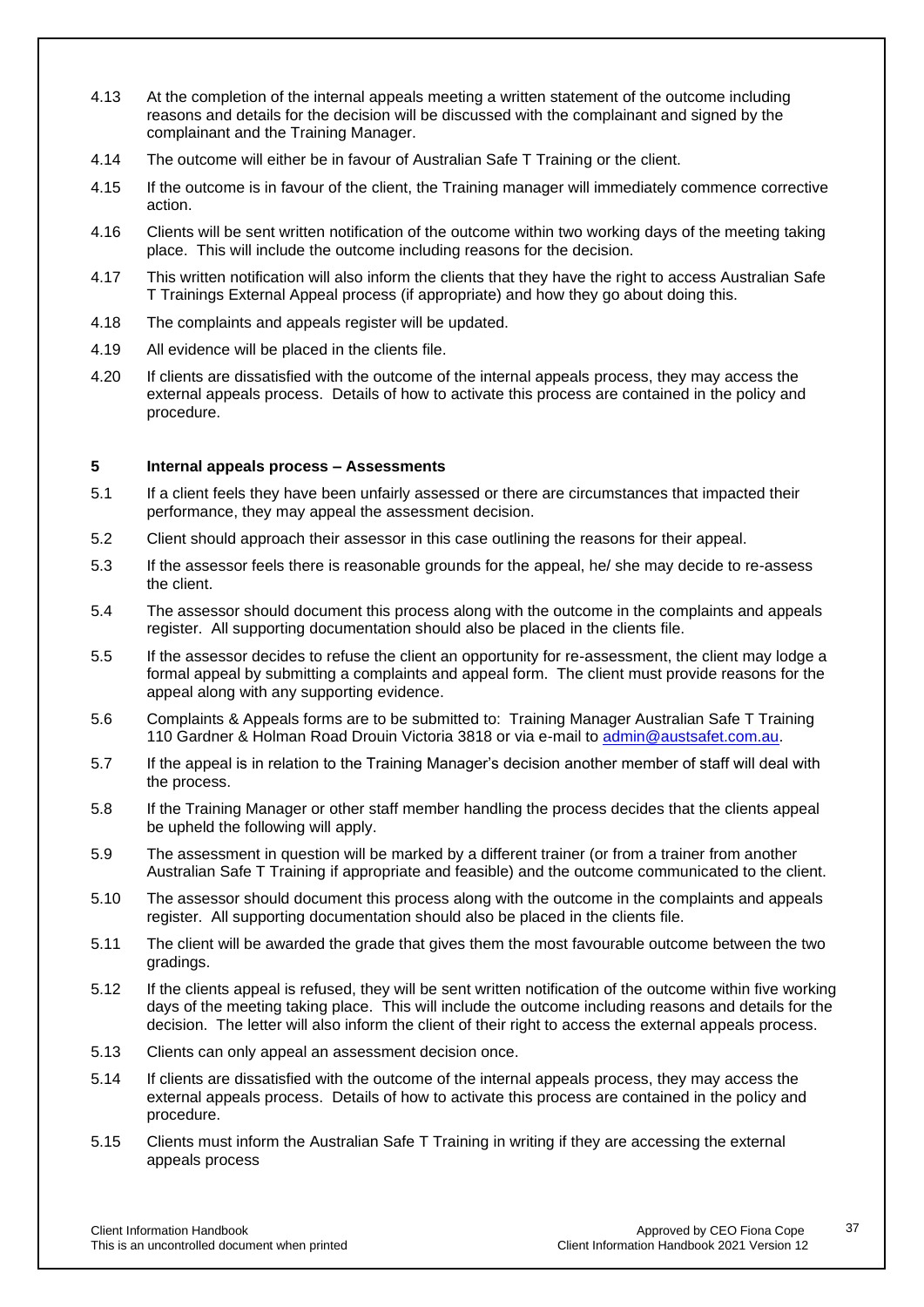4.13 At the completion of the internal appeals meeting a written statement of the outcome including reasons and details for the decision will be discussed with the complainant and signed by the complainant and the Training Manager.

4.14 The outcome will either be in favour of Australian Safe T Training or the client.

4.15 If the outcome is in favour of the client, the Training manager will immediately commence corrective action.

4.16 Clients will be sent written notification of the outcome within two working days of the meeting taking place. This will include the outcome including reasons for the decision.

4.17 This written notification will also inform the clients that they have the right to access Australian Safe T Trainings External Appeal process (if appropriate) and how they go about doing this.

4.18 The complaints and appeals register will be updated.

4.19 All evidence will be placed in the clients file.

4.20 If clients are dissatisfied with the outcome of the internal appeals process, they may access the external appeals process. Details of how to activate this process are contained in the policy and procedure.

## 5 Internal appeals process – Assessments

5.1 If a client feels they have been unfairly assessed or there are circumstances that impacted their performance, they may appeal the assessment decision.

5.2 Client should approach their assessor in this case outlining the reasons for their appeal.

5.3 If the assessor feels there is reasonable grounds for the appeal, he/ she may decide to re-assess the client.

5.4 The assessor should document this process along with the outcome in the complaints and appeals register. All supporting documentation should also be placed in the clients file.

5.5 If the assessor decides to refuse the client an opportunity for re-assessment, the client may lodge a formal appeal by submitting a complaints and appeal form. The client must provide reasons for the appeal along with any supporting evidence.

5.6 Complaints & Appeals forms are to be submitted to: Training Manager Australian Safe T Training 110 Gardner & Holman Road Drouin Victoria 3818 or via e-mail to admin@austsafet.com.au.

5.7 If the appeal is in relation to the Training Manager's decision another member of staff will deal with the process.

5.8 If the Training Manager or other staff member handling the process decides that the clients appeal be upheld the following will apply.

5.9 The assessment in question will be marked by a different trainer (or from a trainer from another Australian Safe T Training if appropriate and feasible) and the outcome communicated to the client.

5.10 The assessor should document this process along with the outcome in the complaints and appeals register. All supporting documentation should also be placed in the clients file.

5.11 The client will be awarded the grade that gives them the most favourable outcome between the two gradings.

5.12 If the clients appeal is refused, they will be sent written notification of the outcome within five working days of the meeting taking place. This will include the outcome including reasons and details for the decision. The letter will also inform the client of their right to access the external appeals process.

5.13 Clients can only appeal an assessment decision once.

5.14 If clients are dissatisfied with the outcome of the internal appeals process, they may access the external appeals process. Details of how to activate this process are contained in the policy and procedure.

5.15 Clients must inform the Australian Safe T Training in writing if they are accessing the external appeals process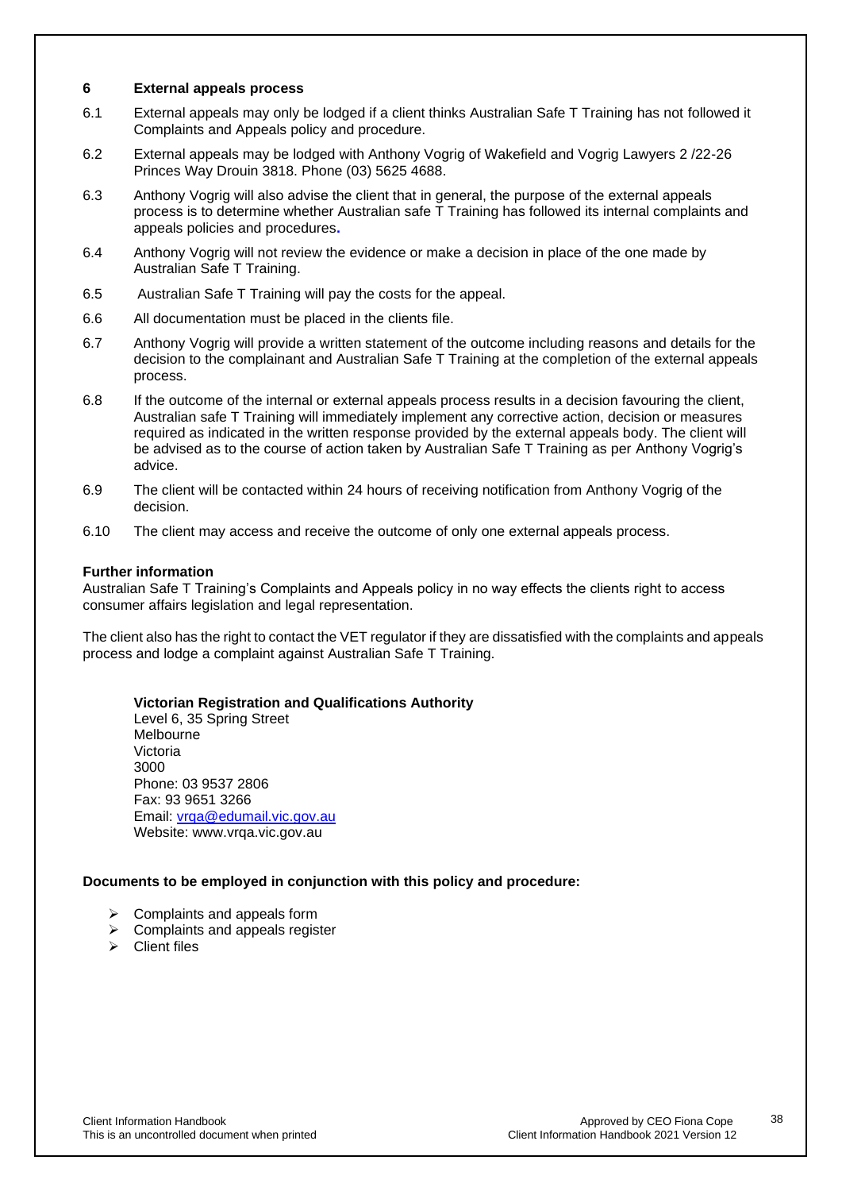## 6 External appeals process

6.1 External appeals may only be lodged if a client thinks Australian Safe T Training has not followed it Complaints and Appeals policy and procedure.

6.2 External appeals may be lodged with Anthony Vogrig of Wakefield and Vogrig Lawyers 2 /22-26 Princes Way Drouin 3818. Phone (03) 5625 4688.

6.3 Anthony Vogrig will also advise the client that in general, the purpose of the external appeals process is to determine whether Australian safe T Training has followed its internal complaints and appeals policies and procedures.

6.4 Anthony Vogrig will not review the evidence or make a decision in place of the one made by Australian Safe T Training.

6.5 Australian Safe T Training will pay the costs for the appeal.

6.6 All documentation must be placed in the clients file.

6.7 Anthony Vogrig will provide a written statement of the outcome including reasons and details for the decision to the complainant and Australian Safe T Training at the completion of the external appeals process.

6.8 If the outcome of the internal or external appeals process results in a decision favouring the client, Australian safe T Training will immediately implement any corrective action, decision or measures required as indicated in the written response provided by the external appeals body. The client will be advised as to the course of action taken by Australian Safe T Training as per Anthony Vogrig's advice.

6.9 The client will be contacted within 24 hours of receiving notification from Anthony Vogrig of the decision.

6.10 The client may access and receive the outcome of only one external appeals process.

**Further information**

Australian Safe T Training's Complaints and Appeals policy in no way effects the clients right to access consumer affairs legislation and legal representation.

The client also has the right to contact the VET regulator if they are dissatisfied with the complaints and appeals process and lodge a complaint against Australian Safe T Training.

**Victorian Registration and Qualifications Authority**
Level 6, 35 Spring Street
Melbourne
Victoria
3000
Phone: 03 9537 2806
Fax: 93 9651 3266
Email: vrqa@edumail.vic.gov.au
Website: www.vrqa.vic.gov.au

**Documents to be employed in conjunction with this policy and procedure:**

- Complaints and appeals form
- Complaints and appeals register
- Client files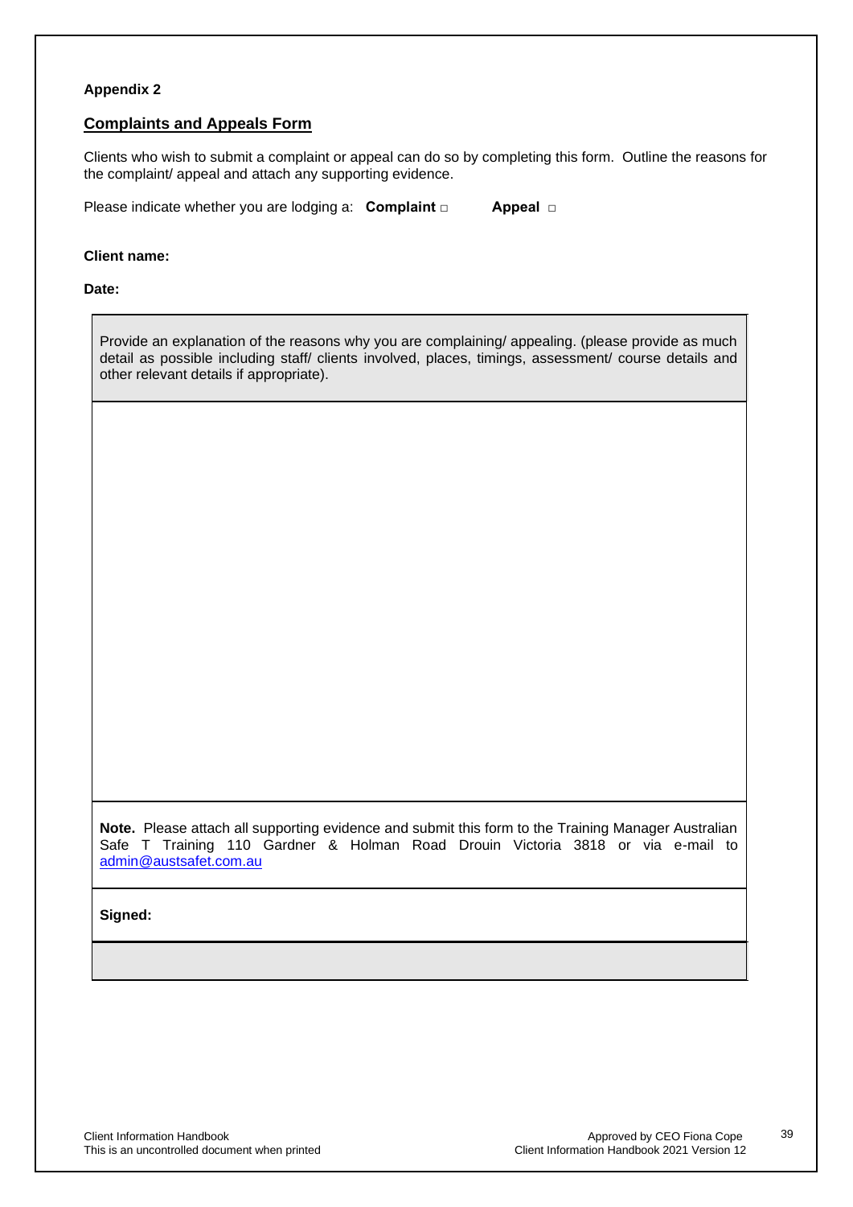**Appendix 2**

## Complaints and Appeals Form

Clients who wish to submit a complaint or appeal can do so by completing this form. Outline the reasons for the complaint/ appeal and attach any supporting evidence.

Please indicate whether you are lodging a: **Complaint** □ **Appeal** □

**Client name:**

**Date:**

| Provide an explanation of the reasons why you are complaining/ appealing. (please provide as much detail as possible including staff/ clients involved, places, timings, assessment/ course details and other relevant details if appropriate). |
| --- |
| |
| **Note.** Please attach all supporting evidence and submit this form to the Training Manager Australian Safe T Training 110 Gardner & Holman Road Drouin Victoria 3818 or via e-mail to admin@austsafet.com.au |
| **Signed:** |
| |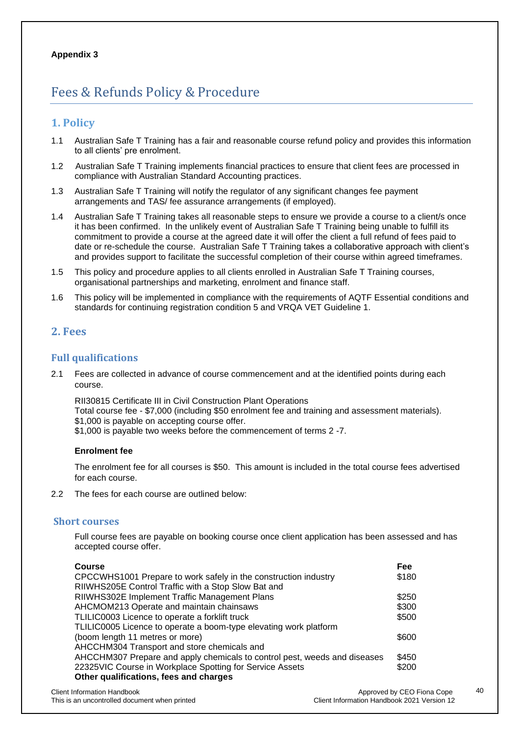**Appendix 3**

# Fees & Refunds Policy & Procedure

## 1. Policy

1.1 Australian Safe T Training has a fair and reasonable course refund policy and provides this information to all clients' pre enrolment.

1.2 Australian Safe T Training implements financial practices to ensure that client fees are processed in compliance with Australian Standard Accounting practices.

1.3 Australian Safe T Training will notify the regulator of any significant changes fee payment arrangements and TAS/ fee assurance arrangements (if employed).

1.4 Australian Safe T Training takes all reasonable steps to ensure we provide a course to a client/s once it has been confirmed. In the unlikely event of Australian Safe T Training being unable to fulfill its commitment to provide a course at the agreed date it will offer the client a full refund of fees paid to date or re-schedule the course. Australian Safe T Training takes a collaborative approach with client's and provides support to facilitate the successful completion of their course within agreed timeframes.

1.5 This policy and procedure applies to all clients enrolled in Australian Safe T Training courses, organisational partnerships and marketing, enrolment and finance staff.

1.6 This policy will be implemented in compliance with the requirements of AQTF Essential conditions and standards for continuing registration condition 5 and VRQA VET Guideline 1.

## 2. Fees

### Full qualifications

2.1 Fees are collected in advance of course commencement and at the identified points during each course.

RII30815 Certificate III in Civil Construction Plant Operations
Total course fee - $7,000 (including $50 enrolment fee and training and assessment materials).
$1,000 is payable on accepting course offer.
$1,000 is payable two weeks before the commencement of terms 2 -7.

**Enrolment fee**

The enrolment fee for all courses is $50. This amount is included in the total course fees advertised for each course.

2.2 The fees for each course are outlined below:

### Short courses

Full course fees are payable on booking course once client application has been assessed and has accepted course offer.

| **Course** | **Fee** |
|---|---|
| CPCCWHS1001 Prepare to work safely in the construction industry | $180 |
| RIIWHS205E Control Traffic with a Stop Slow Bat and RIIWHS302E Implement Traffic Management Plans | $250 |
| AHCMOM213 Operate and maintain chainsaws | $300 |
| TLILIC0003 Licence to operate a forklift truck | $500 |
| TLILIC0005 Licence to operate a boom-type elevating work platform (boom length 11 metres or more) | $600 |
| AHCCHM304 Transport and store chemicals and AHCCHM307 Prepare and apply chemicals to control pest, weeds and diseases | $450 |
| 22325VIC Course in Workplace Spotting for Service Assets | $200 |

**Other qualifications, fees and charges**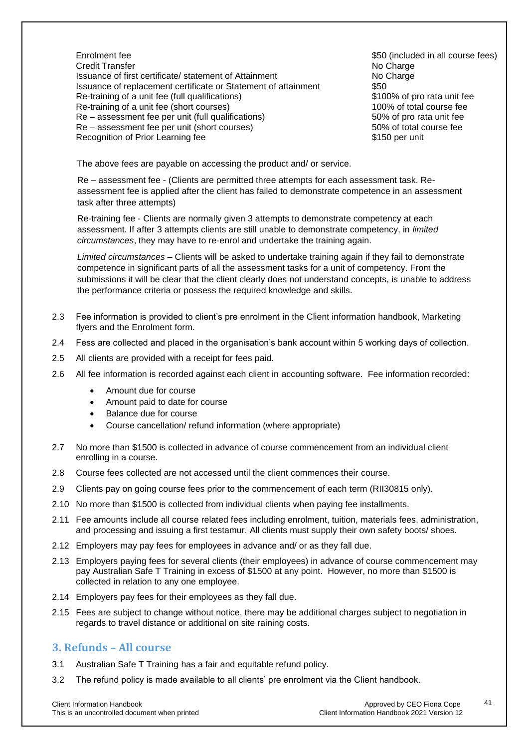| | |
|---|---|
| Enrolment fee | $50 (included in all course fees) |
| Credit Transfer | No Charge |
| Issuance of first certificate/ statement of Attainment | No Charge |
| Issuance of replacement certificate or Statement of attainment | $50 |
| Re-training of a unit fee (full qualifications) | $100% of pro rata unit fee |
| Re-training of a unit fee (short courses) | 100% of total course fee |
| Re – assessment fee per unit (full qualifications) | 50% of pro rata unit fee |
| Re – assessment fee per unit (short courses) | 50% of total course fee |
| Recognition of Prior Learning fee | $150 per unit |

The above fees are payable on accessing the product and/ or service.

Re – assessment fee - (Clients are permitted three attempts for each assessment task. Re-assessment fee is applied after the client has failed to demonstrate competence in an assessment task after three attempts)

Re-training fee - Clients are normally given 3 attempts to demonstrate competency at each assessment. If after 3 attempts clients are still unable to demonstrate competency, in *limited circumstances*, they may have to re-enrol and undertake the training again.

*Limited circumstances* – Clients will be asked to undertake training again if they fail to demonstrate competence in significant parts of all the assessment tasks for a unit of competency. From the submissions it will be clear that the client clearly does not understand concepts, is unable to address the performance criteria or possess the required knowledge and skills.

2.3 Fee information is provided to client's pre enrolment in the Client information handbook, Marketing flyers and the Enrolment form.

2.4 Fess are collected and placed in the organisation's bank account within 5 working days of collection.

2.5 All clients are provided with a receipt for fees paid.

2.6 All fee information is recorded against each client in accounting software. Fee information recorded:

- Amount due for course
- Amount paid to date for course
- Balance due for course
- Course cancellation/ refund information (where appropriate)

2.7 No more than $1500 is collected in advance of course commencement from an individual client enrolling in a course.

2.8 Course fees collected are not accessed until the client commences their course.

2.9 Clients pay on going course fees prior to the commencement of each term (RII30815 only).

2.10 No more than $1500 is collected from individual clients when paying fee installments.

2.11 Fee amounts include all course related fees including enrolment, tuition, materials fees, administration, and processing and issuing a first testamur. All clients must supply their own safety boots/ shoes.

2.12 Employers may pay fees for employees in advance and/ or as they fall due.

2.13 Employers paying fees for several clients (their employees) in advance of course commencement may pay Australian Safe T Training in excess of $1500 at any point. However, no more than $1500 is collected in relation to any one employee.

2.14 Employers pay fees for their employees as they fall due.

2.15 Fees are subject to change without notice, there may be additional charges subject to negotiation in regards to travel distance or additional on site raining costs.

## 3. Refunds – All course

3.1 Australian Safe T Training has a fair and equitable refund policy.

3.2 The refund policy is made available to all clients' pre enrolment via the Client handbook.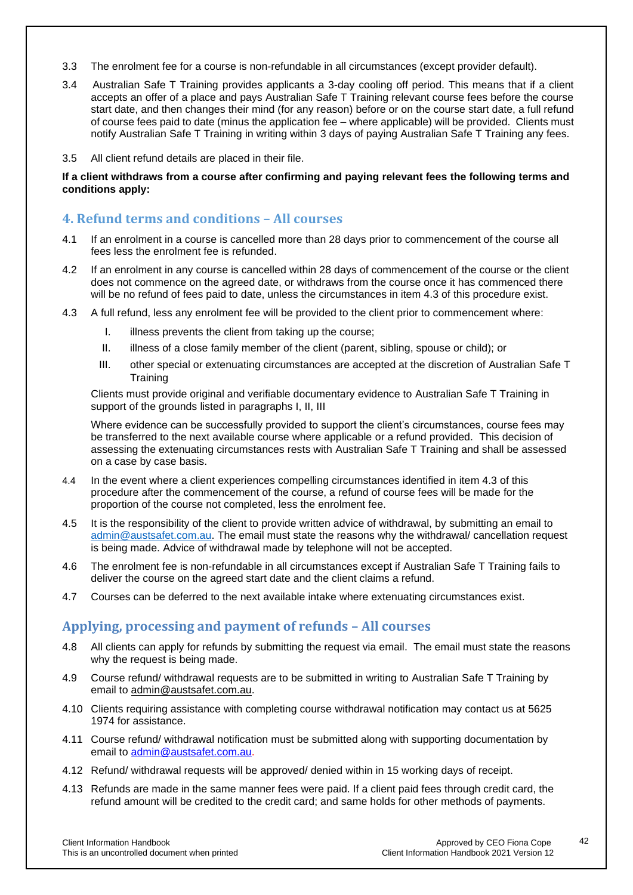3.3 The enrolment fee for a course is non-refundable in all circumstances (except provider default).

3.4 Australian Safe T Training provides applicants a 3-day cooling off period. This means that if a client accepts an offer of a place and pays Australian Safe T Training relevant course fees before the course start date, and then changes their mind (for any reason) before or on the course start date, a full refund of course fees paid to date (minus the application fee – where applicable) will be provided. Clients must notify Australian Safe T Training in writing within 3 days of paying Australian Safe T Training any fees.

3.5 All client refund details are placed in their file.

**If a client withdraws from a course after confirming and paying relevant fees the following terms and conditions apply:**

## 4. Refund terms and conditions – All courses

4.1 If an enrolment in a course is cancelled more than 28 days prior to commencement of the course all fees less the enrolment fee is refunded.

4.2 If an enrolment in any course is cancelled within 28 days of commencement of the course or the client does not commence on the agreed date, or withdraws from the course once it has commenced there will be no refund of fees paid to date, unless the circumstances in item 4.3 of this procedure exist.

4.3 A full refund, less any enrolment fee will be provided to the client prior to commencement where:

I. illness prevents the client from taking up the course;

II. illness of a close family member of the client (parent, sibling, spouse or child); or

III. other special or extenuating circumstances are accepted at the discretion of Australian Safe T Training

Clients must provide original and verifiable documentary evidence to Australian Safe T Training in support of the grounds listed in paragraphs I, II, III

Where evidence can be successfully provided to support the client's circumstances, course fees may be transferred to the next available course where applicable or a refund provided. This decision of assessing the extenuating circumstances rests with Australian Safe T Training and shall be assessed on a case by case basis.

4.4 In the event where a client experiences compelling circumstances identified in item 4.3 of this procedure after the commencement of the course, a refund of course fees will be made for the proportion of the course not completed, less the enrolment fee.

4.5 It is the responsibility of the client to provide written advice of withdrawal, by submitting an email to admin@austsafet.com.au. The email must state the reasons why the withdrawal/ cancellation request is being made. Advice of withdrawal made by telephone will not be accepted.

4.6 The enrolment fee is non-refundable in all circumstances except if Australian Safe T Training fails to deliver the course on the agreed start date and the client claims a refund.

4.7 Courses can be deferred to the next available intake where extenuating circumstances exist.

## Applying, processing and payment of refunds – All courses

4.8 All clients can apply for refunds by submitting the request via email. The email must state the reasons why the request is being made.

4.9 Course refund/ withdrawal requests are to be submitted in writing to Australian Safe T Training by email to admin@austsafet.com.au.

4.10 Clients requiring assistance with completing course withdrawal notification may contact us at 5625 1974 for assistance.

4.11 Course refund/ withdrawal notification must be submitted along with supporting documentation by email to admin@austsafet.com.au.

4.12 Refund/ withdrawal requests will be approved/ denied within in 15 working days of receipt.

4.13 Refunds are made in the same manner fees were paid. If a client paid fees through credit card, the refund amount will be credited to the credit card; and same holds for other methods of payments.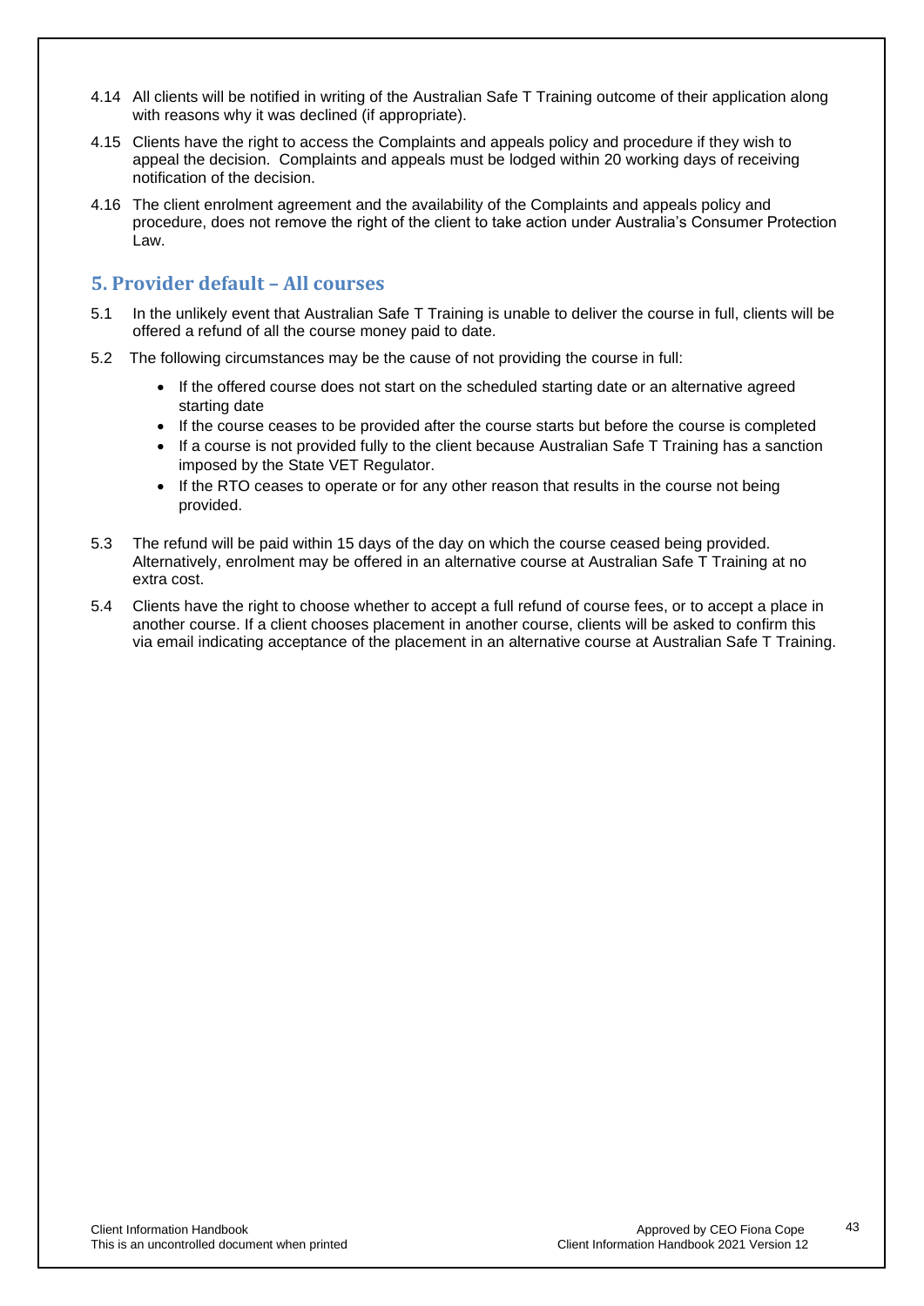4.14 All clients will be notified in writing of the Australian Safe T Training outcome of their application along with reasons why it was declined (if appropriate).

4.15 Clients have the right to access the Complaints and appeals policy and procedure if they wish to appeal the decision. Complaints and appeals must be lodged within 20 working days of receiving notification of the decision.

4.16 The client enrolment agreement and the availability of the Complaints and appeals policy and procedure, does not remove the right of the client to take action under Australia's Consumer Protection Law.

## 5. Provider default – All courses

5.1 In the unlikely event that Australian Safe T Training is unable to deliver the course in full, clients will be offered a refund of all the course money paid to date.

5.2 The following circumstances may be the cause of not providing the course in full:

- If the offered course does not start on the scheduled starting date or an alternative agreed starting date
- If the course ceases to be provided after the course starts but before the course is completed
- If a course is not provided fully to the client because Australian Safe T Training has a sanction imposed by the State VET Regulator.
- If the RTO ceases to operate or for any other reason that results in the course not being provided.

5.3 The refund will be paid within 15 days of the day on which the course ceased being provided. Alternatively, enrolment may be offered in an alternative course at Australian Safe T Training at no extra cost.

5.4 Clients have the right to choose whether to accept a full refund of course fees, or to accept a place in another course. If a client chooses placement in another course, clients will be asked to confirm this via email indicating acceptance of the placement in an alternative course at Australian Safe T Training.